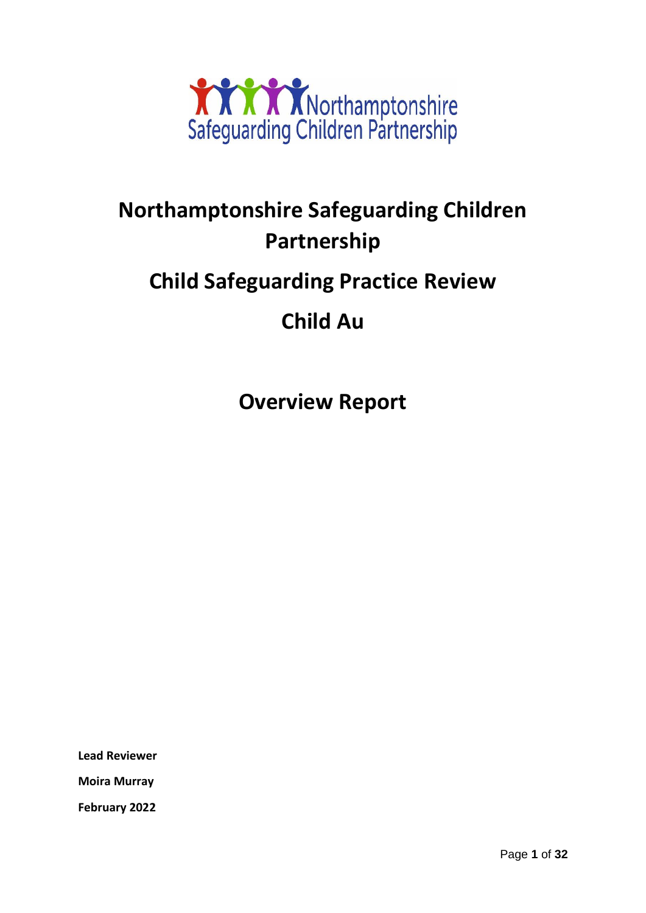Northamptonshire Safeguarding Children Partnership

# Northamptonshire Safeguarding Children Partnership

## Child Safeguarding Practice Review

## Child Au

## Overview Report

**Lead Reviewer**

**Moira Murray**

**February 2022**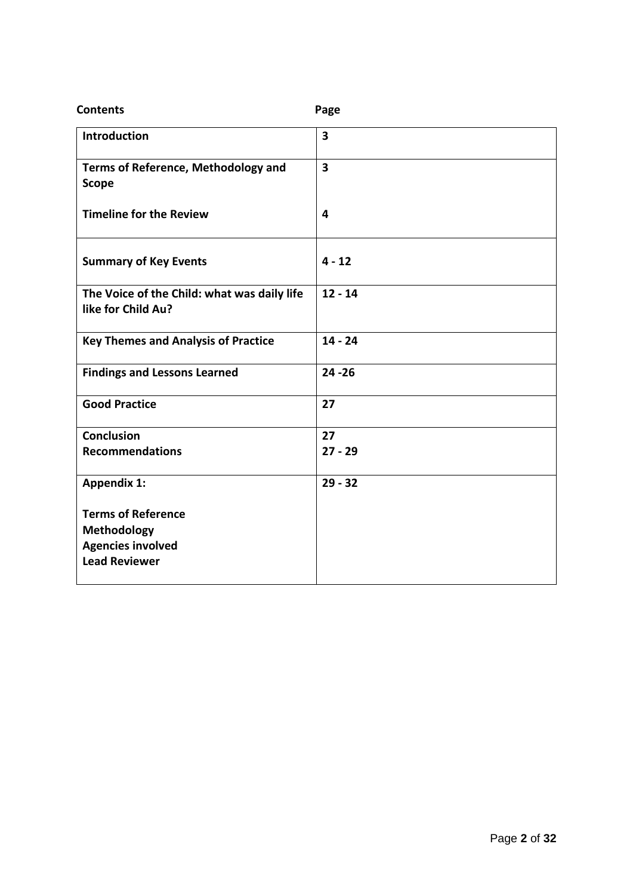**Contents** **Page**

| Contents | Page |
|---|---|
| **Introduction** | **3** |
| **Terms of Reference, Methodology and Scope**<br><br>**Timeline for the Review** | **3**<br><br>**4** |
| **Summary of Key Events** | **4 - 12** |
| **The Voice of the Child: what was daily life like for Child Au?** | **12 - 14** |
| **Key Themes and Analysis of Practice** | **14 - 24** |
| **Findings and Lessons Learned** | **24 -26** |
| **Good Practice** | **27** |
| **Conclusion**<br>**Recommendations** | **27**<br>**27 - 29** |
| **Appendix 1:**<br><br>**Terms of Reference**<br>**Methodology**<br>**Agencies involved**<br>**Lead Reviewer** | **29 - 32** |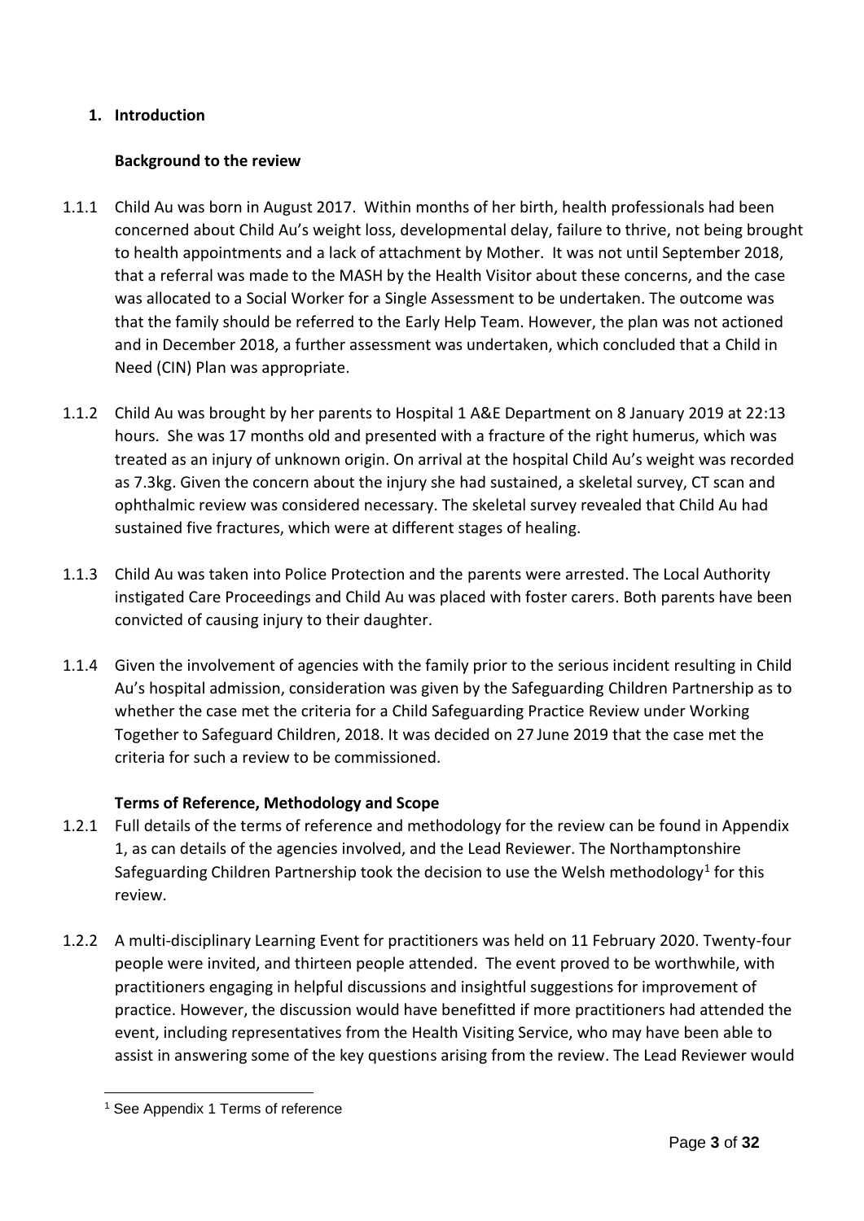## 1. Introduction

### Background to the review

1.1.1 Child Au was born in August 2017. Within months of her birth, health professionals had been concerned about Child Au's weight loss, developmental delay, failure to thrive, not being brought to health appointments and a lack of attachment by Mother. It was not until September 2018, that a referral was made to the MASH by the Health Visitor about these concerns, and the case was allocated to a Social Worker for a Single Assessment to be undertaken. The outcome was that the family should be referred to the Early Help Team. However, the plan was not actioned and in December 2018, a further assessment was undertaken, which concluded that a Child in Need (CIN) Plan was appropriate.

1.1.2 Child Au was brought by her parents to Hospital 1 A&E Department on 8 January 2019 at 22:13 hours. She was 17 months old and presented with a fracture of the right humerus, which was treated as an injury of unknown origin. On arrival at the hospital Child Au's weight was recorded as 7.3kg. Given the concern about the injury she had sustained, a skeletal survey, CT scan and ophthalmic review was considered necessary. The skeletal survey revealed that Child Au had sustained five fractures, which were at different stages of healing.

1.1.3 Child Au was taken into Police Protection and the parents were arrested. The Local Authority instigated Care Proceedings and Child Au was placed with foster carers. Both parents have been convicted of causing injury to their daughter.

1.1.4 Given the involvement of agencies with the family prior to the serious incident resulting in Child Au's hospital admission, consideration was given by the Safeguarding Children Partnership as to whether the case met the criteria for a Child Safeguarding Practice Review under Working Together to Safeguard Children, 2018. It was decided on 27 June 2019 that the case met the criteria for such a review to be commissioned.

### Terms of Reference, Methodology and Scope

1.2.1 Full details of the terms of reference and methodology for the review can be found in Appendix 1, as can details of the agencies involved, and the Lead Reviewer. The Northamptonshire Safeguarding Children Partnership took the decision to use the Welsh methodology[1] for this review.

1.2.2 A multi-disciplinary Learning Event for practitioners was held on 11 February 2020. Twenty-four people were invited, and thirteen people attended. The event proved to be worthwhile, with practitioners engaging in helpful discussions and insightful suggestions for improvement of practice. However, the discussion would have benefitted if more practitioners had attended the event, including representatives from the Health Visiting Service, who may have been able to assist in answering some of the key questions arising from the review. The Lead Reviewer would

[1] See Appendix 1 Terms of reference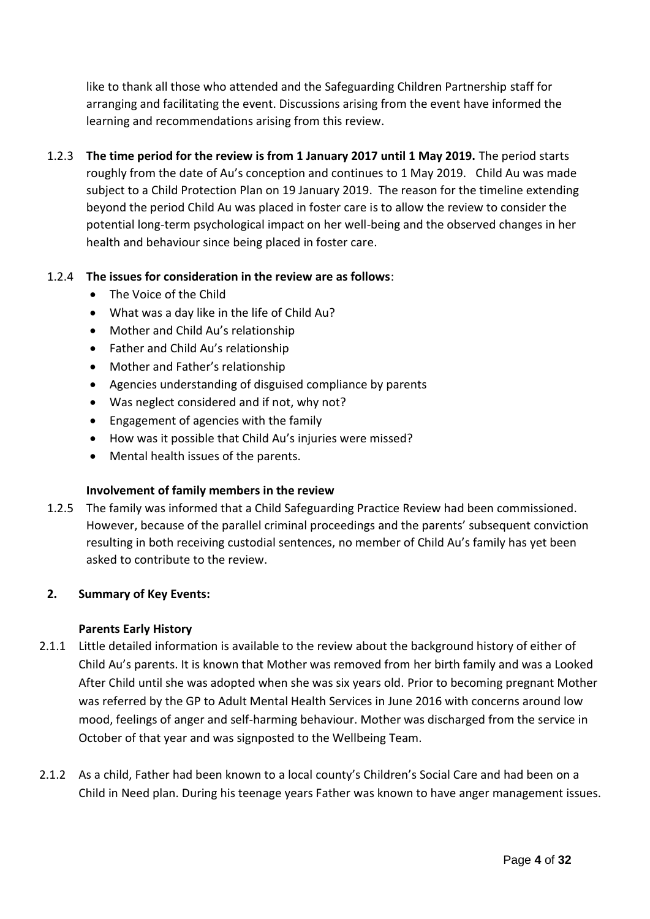like to thank all those who attended and the Safeguarding Children Partnership staff for arranging and facilitating the event. Discussions arising from the event have informed the learning and recommendations arising from this review.

1.2.3 **The time period for the review is from 1 January 2017 until 1 May 2019.** The period starts roughly from the date of Au's conception and continues to 1 May 2019. Child Au was made subject to a Child Protection Plan on 19 January 2019. The reason for the timeline extending beyond the period Child Au was placed in foster care is to allow the review to consider the potential long-term psychological impact on her well-being and the observed changes in her health and behaviour since being placed in foster care.

1.2.4 **The issues for consideration in the review are as follows**:

- The Voice of the Child
- What was a day like in the life of Child Au?
- Mother and Child Au's relationship
- Father and Child Au's relationship
- Mother and Father's relationship
- Agencies understanding of disguised compliance by parents
- Was neglect considered and if not, why not?
- Engagement of agencies with the family
- How was it possible that Child Au's injuries were missed?
- Mental health issues of the parents.

**Involvement of family members in the review**

1.2.5 The family was informed that a Child Safeguarding Practice Review had been commissioned. However, because of the parallel criminal proceedings and the parents' subsequent conviction resulting in both receiving custodial sentences, no member of Child Au's family has yet been asked to contribute to the review.

## 2. Summary of Key Events:

**Parents Early History**

2.1.1 Little detailed information is available to the review about the background history of either of Child Au's parents. It is known that Mother was removed from her birth family and was a Looked After Child until she was adopted when she was six years old. Prior to becoming pregnant Mother was referred by the GP to Adult Mental Health Services in June 2016 with concerns around low mood, feelings of anger and self-harming behaviour. Mother was discharged from the service in October of that year and was signposted to the Wellbeing Team.

2.1.2 As a child, Father had been known to a local county's Children's Social Care and had been on a Child in Need plan. During his teenage years Father was known to have anger management issues.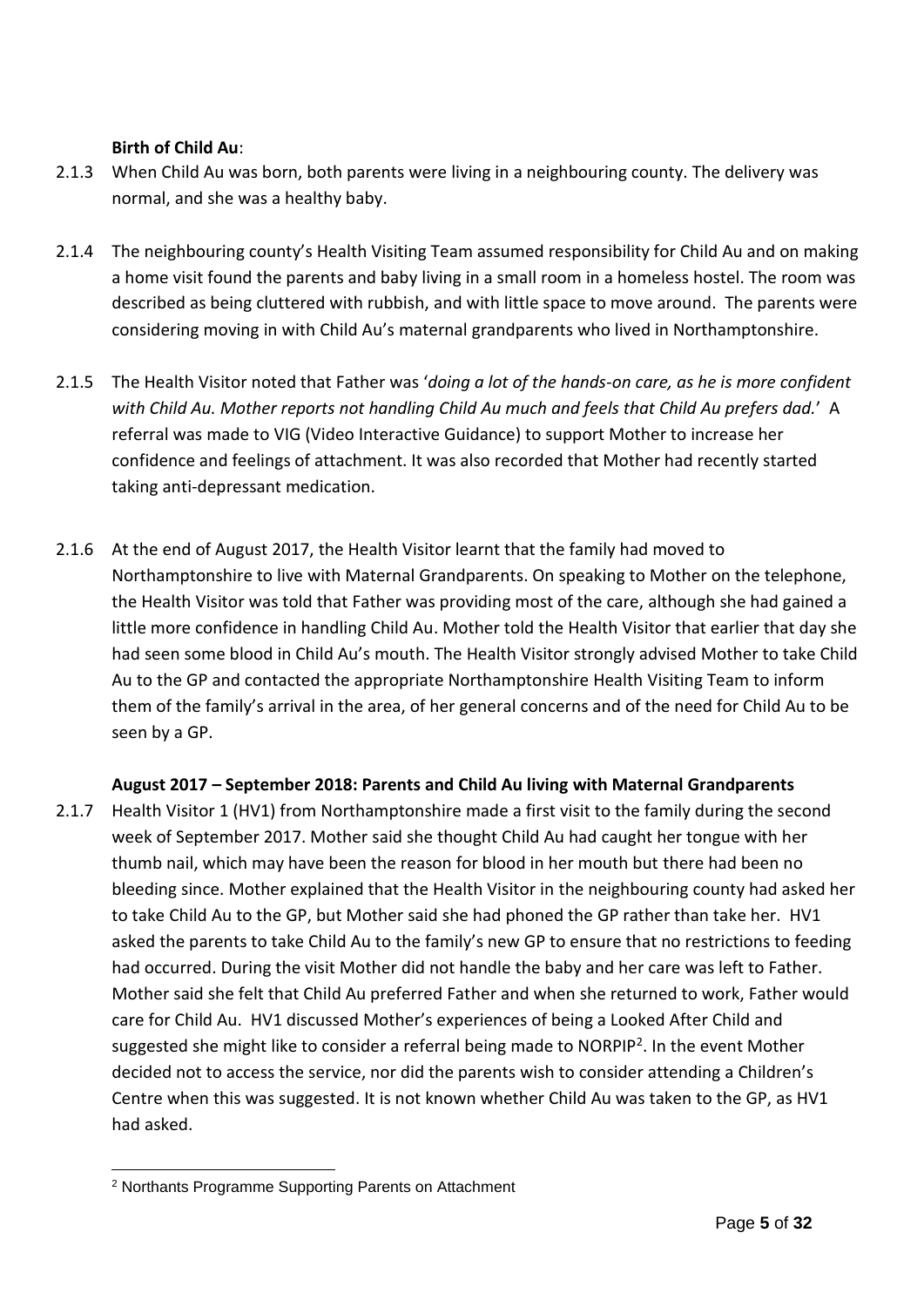**Birth of Child Au**:

2.1.3 When Child Au was born, both parents were living in a neighbouring county. The delivery was normal, and she was a healthy baby.

2.1.4 The neighbouring county's Health Visiting Team assumed responsibility for Child Au and on making a home visit found the parents and baby living in a small room in a homeless hostel. The room was described as being cluttered with rubbish, and with little space to move around. The parents were considering moving in with Child Au's maternal grandparents who lived in Northamptonshire.

2.1.5 The Health Visitor noted that Father was '*doing a lot of the hands-on care, as he is more confident with Child Au. Mother reports not handling Child Au much and feels that Child Au prefers dad.*' A referral was made to VIG (Video Interactive Guidance) to support Mother to increase her confidence and feelings of attachment. It was also recorded that Mother had recently started taking anti-depressant medication.

2.1.6 At the end of August 2017, the Health Visitor learnt that the family had moved to Northamptonshire to live with Maternal Grandparents. On speaking to Mother on the telephone, the Health Visitor was told that Father was providing most of the care, although she had gained a little more confidence in handling Child Au. Mother told the Health Visitor that earlier that day she had seen some blood in Child Au's mouth. The Health Visitor strongly advised Mother to take Child Au to the GP and contacted the appropriate Northamptonshire Health Visiting Team to inform them of the family's arrival in the area, of her general concerns and of the need for Child Au to be seen by a GP.

**August 2017 – September 2018: Parents and Child Au living with Maternal Grandparents**

2.1.7 Health Visitor 1 (HV1) from Northamptonshire made a first visit to the family during the second week of September 2017. Mother said she thought Child Au had caught her tongue with her thumb nail, which may have been the reason for blood in her mouth but there had been no bleeding since. Mother explained that the Health Visitor in the neighbouring county had asked her to take Child Au to the GP, but Mother said she had phoned the GP rather than take her. HV1 asked the parents to take Child Au to the family's new GP to ensure that no restrictions to feeding had occurred. During the visit Mother did not handle the baby and her care was left to Father. Mother said she felt that Child Au preferred Father and when she returned to work, Father would care for Child Au. HV1 discussed Mother's experiences of being a Looked After Child and suggested she might like to consider a referral being made to NORPIP[2]. In the event Mother decided not to access the service, nor did the parents wish to consider attending a Children's Centre when this was suggested. It is not known whether Child Au was taken to the GP, as HV1 had asked.

---

[2] Northants Programme Supporting Parents on Attachment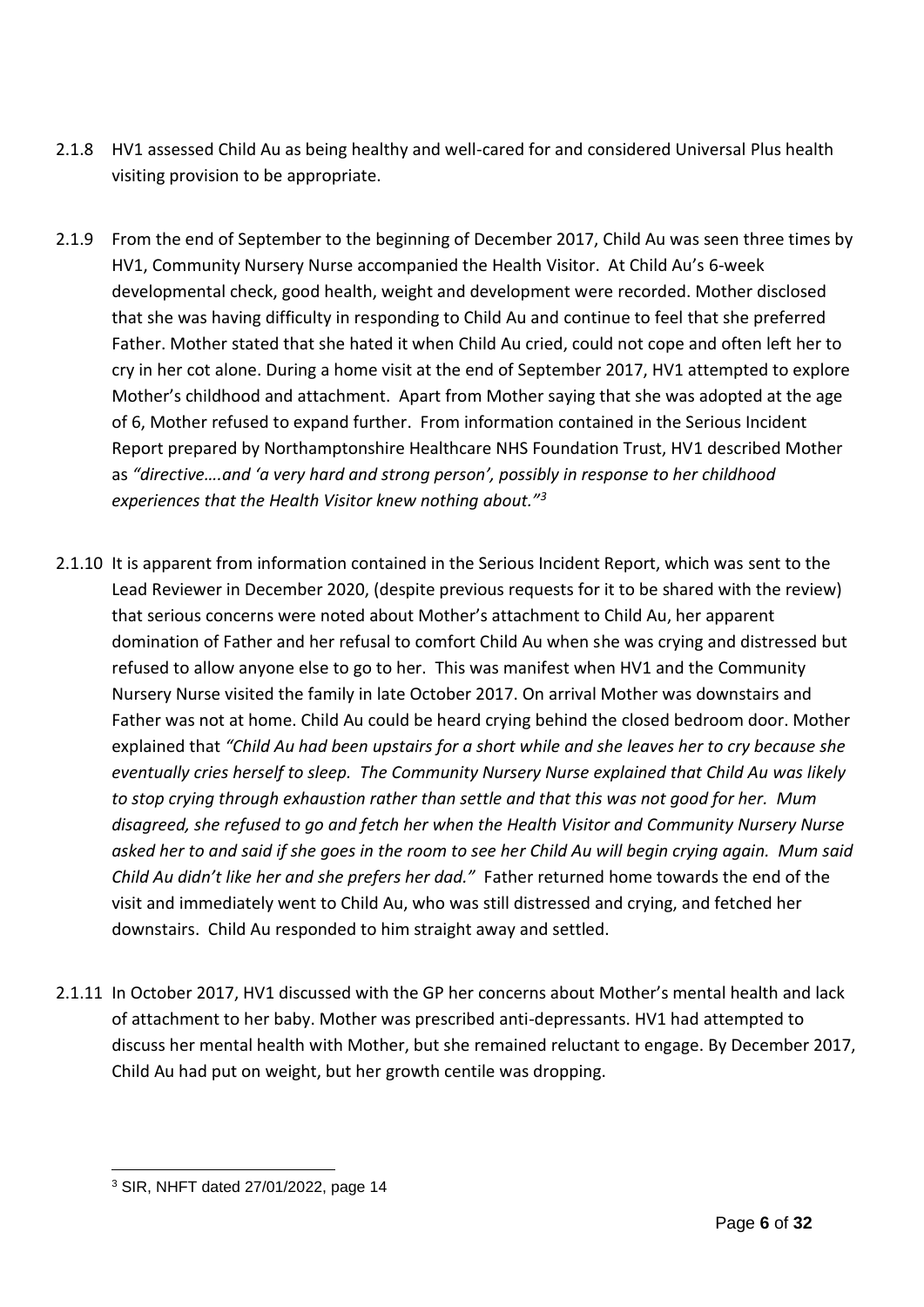2.1.8 HV1 assessed Child Au as being healthy and well-cared for and considered Universal Plus health visiting provision to be appropriate.

2.1.9 From the end of September to the beginning of December 2017, Child Au was seen three times by HV1, Community Nursery Nurse accompanied the Health Visitor. At Child Au's 6-week developmental check, good health, weight and development were recorded. Mother disclosed that she was having difficulty in responding to Child Au and continue to feel that she preferred Father. Mother stated that she hated it when Child Au cried, could not cope and often left her to cry in her cot alone. During a home visit at the end of September 2017, HV1 attempted to explore Mother's childhood and attachment. Apart from Mother saying that she was adopted at the age of 6, Mother refused to expand further. From information contained in the Serious Incident Report prepared by Northamptonshire Healthcare NHS Foundation Trust, HV1 described Mother as *"directive….and 'a very hard and strong person', possibly in response to her childhood experiences that the Health Visitor knew nothing about."*[3]

2.1.10 It is apparent from information contained in the Serious Incident Report, which was sent to the Lead Reviewer in December 2020, (despite previous requests for it to be shared with the review) that serious concerns were noted about Mother's attachment to Child Au, her apparent domination of Father and her refusal to comfort Child Au when she was crying and distressed but refused to allow anyone else to go to her. This was manifest when HV1 and the Community Nursery Nurse visited the family in late October 2017. On arrival Mother was downstairs and Father was not at home. Child Au could be heard crying behind the closed bedroom door. Mother explained that *"Child Au had been upstairs for a short while and she leaves her to cry because she eventually cries herself to sleep. The Community Nursery Nurse explained that Child Au was likely to stop crying through exhaustion rather than settle and that this was not good for her. Mum disagreed, she refused to go and fetch her when the Health Visitor and Community Nursery Nurse asked her to and said if she goes in the room to see her Child Au will begin crying again. Mum said Child Au didn't like her and she prefers her dad."* Father returned home towards the end of the visit and immediately went to Child Au, who was still distressed and crying, and fetched her downstairs. Child Au responded to him straight away and settled.

2.1.11 In October 2017, HV1 discussed with the GP her concerns about Mother's mental health and lack of attachment to her baby. Mother was prescribed anti-depressants. HV1 had attempted to discuss her mental health with Mother, but she remained reluctant to engage. By December 2017, Child Au had put on weight, but her growth centile was dropping.

[3] SIR, NHFT dated 27/01/2022, page 14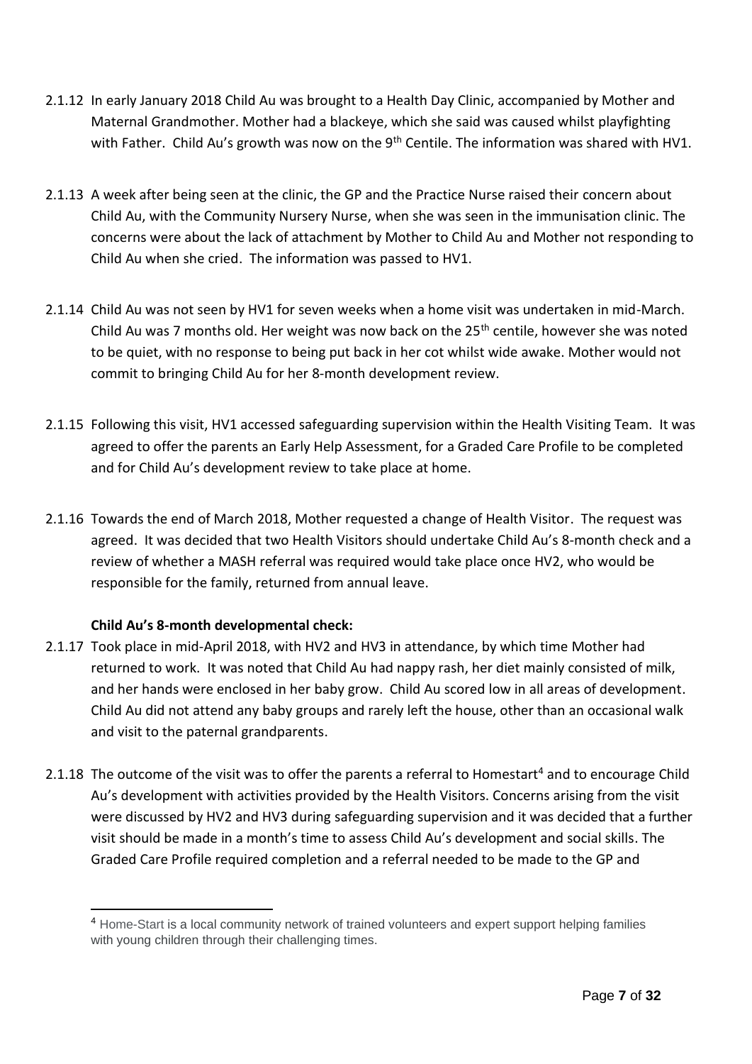2.1.12 In early January 2018 Child Au was brought to a Health Day Clinic, accompanied by Mother and Maternal Grandmother. Mother had a blackeye, which she said was caused whilst playfighting with Father. Child Au's growth was now on the 9th Centile. The information was shared with HV1.

2.1.13 A week after being seen at the clinic, the GP and the Practice Nurse raised their concern about Child Au, with the Community Nursery Nurse, when she was seen in the immunisation clinic. The concerns were about the lack of attachment by Mother to Child Au and Mother not responding to Child Au when she cried. The information was passed to HV1.

2.1.14 Child Au was not seen by HV1 for seven weeks when a home visit was undertaken in mid-March. Child Au was 7 months old. Her weight was now back on the 25th centile, however she was noted to be quiet, with no response to being put back in her cot whilst wide awake. Mother would not commit to bringing Child Au for her 8-month development review.

2.1.15 Following this visit, HV1 accessed safeguarding supervision within the Health Visiting Team. It was agreed to offer the parents an Early Help Assessment, for a Graded Care Profile to be completed and for Child Au's development review to take place at home.

2.1.16 Towards the end of March 2018, Mother requested a change of Health Visitor. The request was agreed. It was decided that two Health Visitors should undertake Child Au's 8-month check and a review of whether a MASH referral was required would take place once HV2, who would be responsible for the family, returned from annual leave.

**Child Au's 8-month developmental check:**

2.1.17 Took place in mid-April 2018, with HV2 and HV3 in attendance, by which time Mother had returned to work. It was noted that Child Au had nappy rash, her diet mainly consisted of milk, and her hands were enclosed in her baby grow. Child Au scored low in all areas of development. Child Au did not attend any baby groups and rarely left the house, other than an occasional walk and visit to the paternal grandparents.

2.1.18 The outcome of the visit was to offer the parents a referral to Homestart[4] and to encourage Child Au's development with activities provided by the Health Visitors. Concerns arising from the visit were discussed by HV2 and HV3 during safeguarding supervision and it was decided that a further visit should be made in a month's time to assess Child Au's development and social skills. The Graded Care Profile required completion and a referral needed to be made to the GP and

[4] Home-Start is a local community network of trained volunteers and expert support helping families with young children through their challenging times.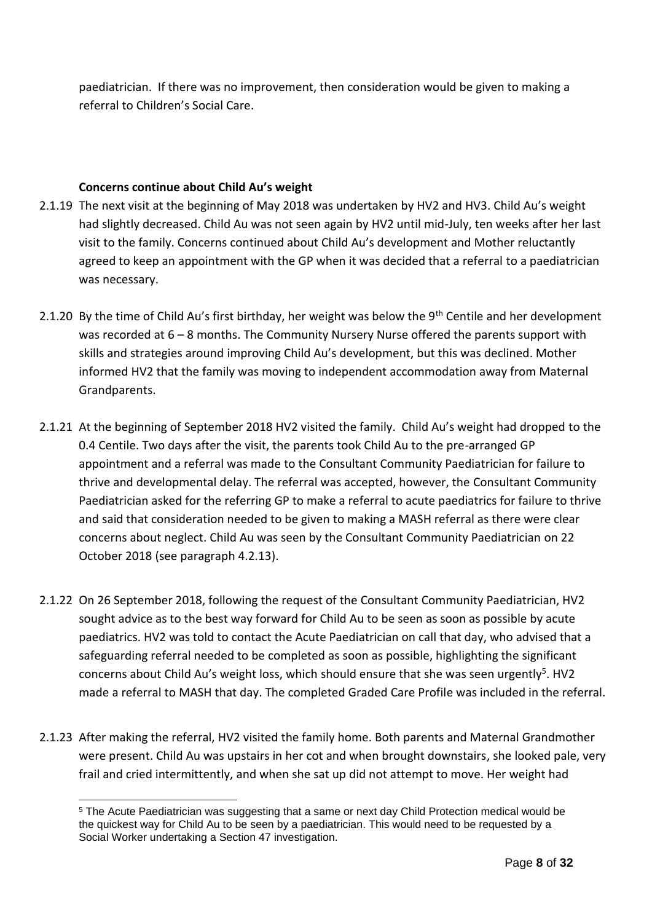paediatrician. If there was no improvement, then consideration would be given to making a referral to Children's Social Care.

**Concerns continue about Child Au's weight**

2.1.19 The next visit at the beginning of May 2018 was undertaken by HV2 and HV3. Child Au's weight had slightly decreased. Child Au was not seen again by HV2 until mid-July, ten weeks after her last visit to the family. Concerns continued about Child Au's development and Mother reluctantly agreed to keep an appointment with the GP when it was decided that a referral to a paediatrician was necessary.

2.1.20 By the time of Child Au's first birthday, her weight was below the 9th Centile and her development was recorded at 6 – 8 months. The Community Nursery Nurse offered the parents support with skills and strategies around improving Child Au's development, but this was declined. Mother informed HV2 that the family was moving to independent accommodation away from Maternal Grandparents.

2.1.21 At the beginning of September 2018 HV2 visited the family. Child Au's weight had dropped to the 0.4 Centile. Two days after the visit, the parents took Child Au to the pre-arranged GP appointment and a referral was made to the Consultant Community Paediatrician for failure to thrive and developmental delay. The referral was accepted, however, the Consultant Community Paediatrician asked for the referring GP to make a referral to acute paediatrics for failure to thrive and said that consideration needed to be given to making a MASH referral as there were clear concerns about neglect. Child Au was seen by the Consultant Community Paediatrician on 22 October 2018 (see paragraph 4.2.13).

2.1.22 On 26 September 2018, following the request of the Consultant Community Paediatrician, HV2 sought advice as to the best way forward for Child Au to be seen as soon as possible by acute paediatrics. HV2 was told to contact the Acute Paediatrician on call that day, who advised that a safeguarding referral needed to be completed as soon as possible, highlighting the significant concerns about Child Au's weight loss, which should ensure that she was seen urgently[5]. HV2 made a referral to MASH that day. The completed Graded Care Profile was included in the referral.

2.1.23 After making the referral, HV2 visited the family home. Both parents and Maternal Grandmother were present. Child Au was upstairs in her cot and when brought downstairs, she looked pale, very frail and cried intermittently, and when she sat up did not attempt to move. Her weight had

---

[5] The Acute Paediatrician was suggesting that a same or next day Child Protection medical would be the quickest way for Child Au to be seen by a paediatrician. This would need to be requested by a Social Worker undertaking a Section 47 investigation.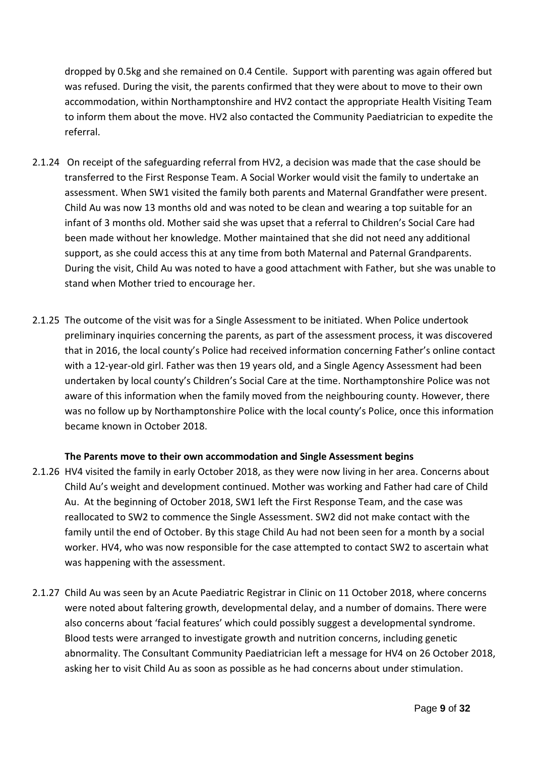dropped by 0.5kg and she remained on 0.4 Centile. Support with parenting was again offered but was refused. During the visit, the parents confirmed that they were about to move to their own accommodation, within Northamptonshire and HV2 contact the appropriate Health Visiting Team to inform them about the move. HV2 also contacted the Community Paediatrician to expedite the referral.

2.1.24 On receipt of the safeguarding referral from HV2, a decision was made that the case should be transferred to the First Response Team. A Social Worker would visit the family to undertake an assessment. When SW1 visited the family both parents and Maternal Grandfather were present. Child Au was now 13 months old and was noted to be clean and wearing a top suitable for an infant of 3 months old. Mother said she was upset that a referral to Children's Social Care had been made without her knowledge. Mother maintained that she did not need any additional support, as she could access this at any time from both Maternal and Paternal Grandparents. During the visit, Child Au was noted to have a good attachment with Father, but she was unable to stand when Mother tried to encourage her.

2.1.25 The outcome of the visit was for a Single Assessment to be initiated. When Police undertook preliminary inquiries concerning the parents, as part of the assessment process, it was discovered that in 2016, the local county's Police had received information concerning Father's online contact with a 12-year-old girl. Father was then 19 years old, and a Single Agency Assessment had been undertaken by local county's Children's Social Care at the time. Northamptonshire Police was not aware of this information when the family moved from the neighbouring county. However, there was no follow up by Northamptonshire Police with the local county's Police, once this information became known in October 2018.

**The Parents move to their own accommodation and Single Assessment begins**

2.1.26 HV4 visited the family in early October 2018, as they were now living in her area. Concerns about Child Au's weight and development continued. Mother was working and Father had care of Child Au. At the beginning of October 2018, SW1 left the First Response Team, and the case was reallocated to SW2 to commence the Single Assessment. SW2 did not make contact with the family until the end of October. By this stage Child Au had not been seen for a month by a social worker. HV4, who was now responsible for the case attempted to contact SW2 to ascertain what was happening with the assessment.

2.1.27 Child Au was seen by an Acute Paediatric Registrar in Clinic on 11 October 2018, where concerns were noted about faltering growth, developmental delay, and a number of domains. There were also concerns about 'facial features' which could possibly suggest a developmental syndrome. Blood tests were arranged to investigate growth and nutrition concerns, including genetic abnormality. The Consultant Community Paediatrician left a message for HV4 on 26 October 2018, asking her to visit Child Au as soon as possible as he had concerns about under stimulation.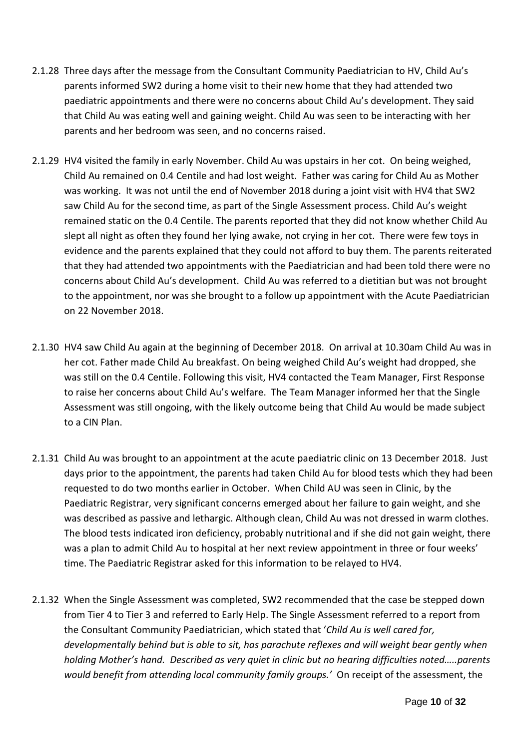2.1.28 Three days after the message from the Consultant Community Paediatrician to HV, Child Au's parents informed SW2 during a home visit to their new home that they had attended two paediatric appointments and there were no concerns about Child Au's development. They said that Child Au was eating well and gaining weight. Child Au was seen to be interacting with her parents and her bedroom was seen, and no concerns raised.

2.1.29 HV4 visited the family in early November. Child Au was upstairs in her cot. On being weighed, Child Au remained on 0.4 Centile and had lost weight. Father was caring for Child Au as Mother was working. It was not until the end of November 2018 during a joint visit with HV4 that SW2 saw Child Au for the second time, as part of the Single Assessment process. Child Au's weight remained static on the 0.4 Centile. The parents reported that they did not know whether Child Au slept all night as often they found her lying awake, not crying in her cot. There were few toys in evidence and the parents explained that they could not afford to buy them. The parents reiterated that they had attended two appointments with the Paediatrician and had been told there were no concerns about Child Au's development. Child Au was referred to a dietitian but was not brought to the appointment, nor was she brought to a follow up appointment with the Acute Paediatrician on 22 November 2018.

2.1.30 HV4 saw Child Au again at the beginning of December 2018. On arrival at 10.30am Child Au was in her cot. Father made Child Au breakfast. On being weighed Child Au's weight had dropped, she was still on the 0.4 Centile. Following this visit, HV4 contacted the Team Manager, First Response to raise her concerns about Child Au's welfare. The Team Manager informed her that the Single Assessment was still ongoing, with the likely outcome being that Child Au would be made subject to a CIN Plan.

2.1.31 Child Au was brought to an appointment at the acute paediatric clinic on 13 December 2018. Just days prior to the appointment, the parents had taken Child Au for blood tests which they had been requested to do two months earlier in October. When Child AU was seen in Clinic, by the Paediatric Registrar, very significant concerns emerged about her failure to gain weight, and she was described as passive and lethargic. Although clean, Child Au was not dressed in warm clothes. The blood tests indicated iron deficiency, probably nutritional and if she did not gain weight, there was a plan to admit Child Au to hospital at her next review appointment in three or four weeks' time. The Paediatric Registrar asked for this information to be relayed to HV4.

2.1.32 When the Single Assessment was completed, SW2 recommended that the case be stepped down from Tier 4 to Tier 3 and referred to Early Help. The Single Assessment referred to a report from the Consultant Community Paediatrician, which stated that '*Child Au is well cared for, developmentally behind but is able to sit, has parachute reflexes and will weight bear gently when holding Mother's hand. Described as very quiet in clinic but no hearing difficulties noted…..parents would benefit from attending local community family groups.*' On receipt of the assessment, the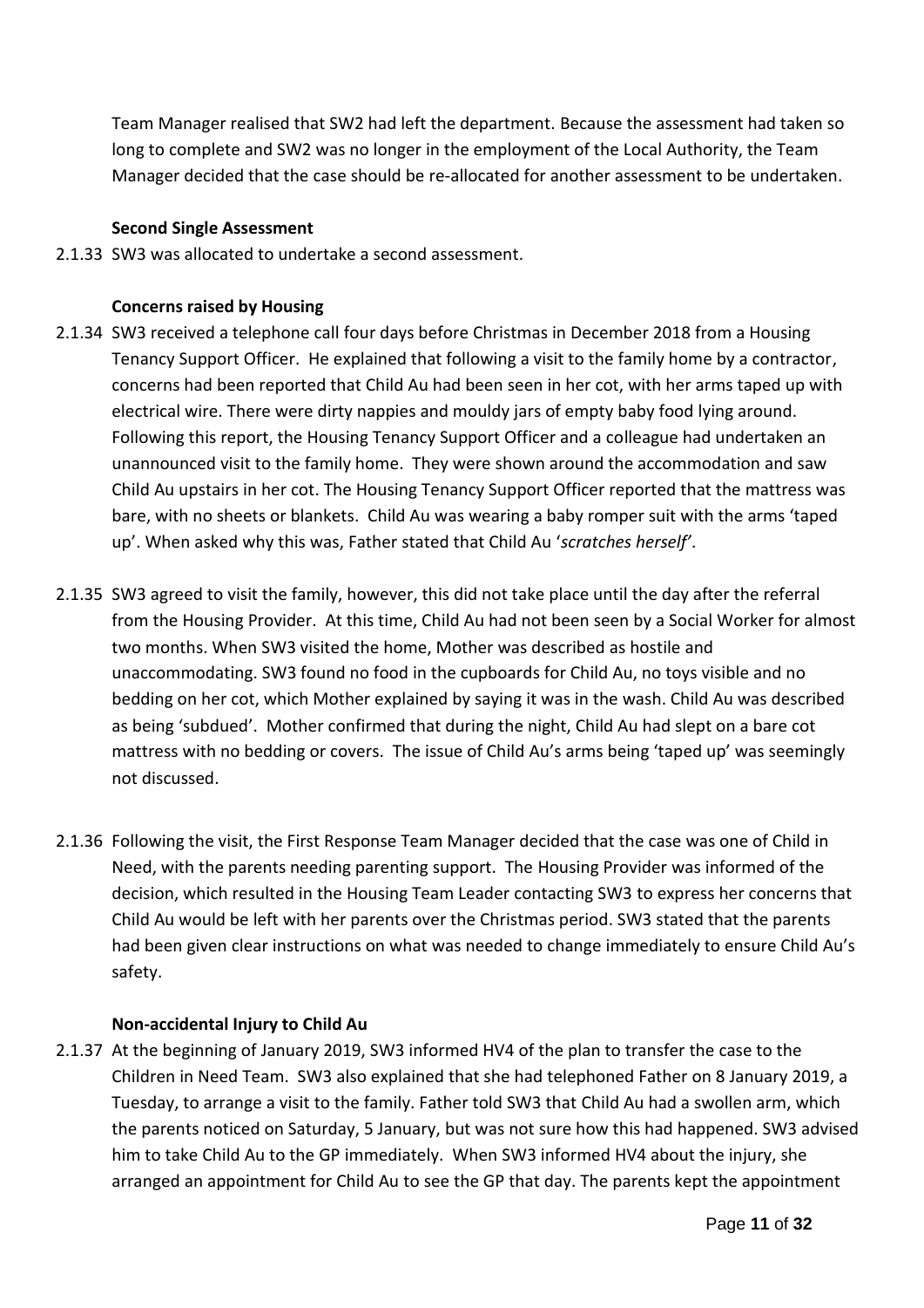Team Manager realised that SW2 had left the department. Because the assessment had taken so long to complete and SW2 was no longer in the employment of the Local Authority, the Team Manager decided that the case should be re-allocated for another assessment to be undertaken.

**Second Single Assessment**

2.1.33 SW3 was allocated to undertake a second assessment.

**Concerns raised by Housing**

2.1.34 SW3 received a telephone call four days before Christmas in December 2018 from a Housing Tenancy Support Officer. He explained that following a visit to the family home by a contractor, concerns had been reported that Child Au had been seen in her cot, with her arms taped up with electrical wire. There were dirty nappies and mouldy jars of empty baby food lying around. Following this report, the Housing Tenancy Support Officer and a colleague had undertaken an unannounced visit to the family home. They were shown around the accommodation and saw Child Au upstairs in her cot. The Housing Tenancy Support Officer reported that the mattress was bare, with no sheets or blankets. Child Au was wearing a baby romper suit with the arms 'taped up'. When asked why this was, Father stated that Child Au '*scratches herself*'.

2.1.35 SW3 agreed to visit the family, however, this did not take place until the day after the referral from the Housing Provider. At this time, Child Au had not been seen by a Social Worker for almost two months. When SW3 visited the home, Mother was described as hostile and unaccommodating. SW3 found no food in the cupboards for Child Au, no toys visible and no bedding on her cot, which Mother explained by saying it was in the wash. Child Au was described as being 'subdued'. Mother confirmed that during the night, Child Au had slept on a bare cot mattress with no bedding or covers. The issue of Child Au's arms being 'taped up' was seemingly not discussed.

2.1.36 Following the visit, the First Response Team Manager decided that the case was one of Child in Need, with the parents needing parenting support. The Housing Provider was informed of the decision, which resulted in the Housing Team Leader contacting SW3 to express her concerns that Child Au would be left with her parents over the Christmas period. SW3 stated that the parents had been given clear instructions on what was needed to change immediately to ensure Child Au's safety.

**Non-accidental Injury to Child Au**

2.1.37 At the beginning of January 2019, SW3 informed HV4 of the plan to transfer the case to the Children in Need Team. SW3 also explained that she had telephoned Father on 8 January 2019, a Tuesday, to arrange a visit to the family. Father told SW3 that Child Au had a swollen arm, which the parents noticed on Saturday, 5 January, but was not sure how this had happened. SW3 advised him to take Child Au to the GP immediately. When SW3 informed HV4 about the injury, she arranged an appointment for Child Au to see the GP that day. The parents kept the appointment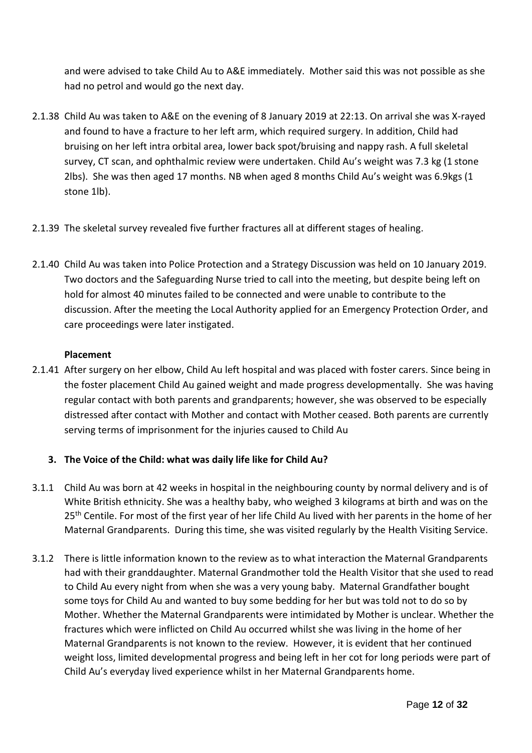and were advised to take Child Au to A&E immediately. Mother said this was not possible as she had no petrol and would go the next day.

2.1.38 Child Au was taken to A&E on the evening of 8 January 2019 at 22:13. On arrival she was X-rayed and found to have a fracture to her left arm, which required surgery. In addition, Child had bruising on her left intra orbital area, lower back spot/bruising and nappy rash. A full skeletal survey, CT scan, and ophthalmic review were undertaken. Child Au's weight was 7.3 kg (1 stone 2lbs). She was then aged 17 months. NB when aged 8 months Child Au's weight was 6.9kgs (1 stone 1lb).

2.1.39 The skeletal survey revealed five further fractures all at different stages of healing.

2.1.40 Child Au was taken into Police Protection and a Strategy Discussion was held on 10 January 2019. Two doctors and the Safeguarding Nurse tried to call into the meeting, but despite being left on hold for almost 40 minutes failed to be connected and were unable to contribute to the discussion. After the meeting the Local Authority applied for an Emergency Protection Order, and care proceedings were later instigated.

**Placement**

2.1.41 After surgery on her elbow, Child Au left hospital and was placed with foster carers. Since being in the foster placement Child Au gained weight and made progress developmentally. She was having regular contact with both parents and grandparents; however, she was observed to be especially distressed after contact with Mother and contact with Mother ceased. Both parents are currently serving terms of imprisonment for the injuries caused to Child Au

## 3. The Voice of the Child: what was daily life like for Child Au?

3.1.1 Child Au was born at 42 weeks in hospital in the neighbouring county by normal delivery and is of White British ethnicity. She was a healthy baby, who weighed 3 kilograms at birth and was on the 25th Centile. For most of the first year of her life Child Au lived with her parents in the home of her Maternal Grandparents. During this time, she was visited regularly by the Health Visiting Service.

3.1.2 There is little information known to the review as to what interaction the Maternal Grandparents had with their granddaughter. Maternal Grandmother told the Health Visitor that she used to read to Child Au every night from when she was a very young baby. Maternal Grandfather bought some toys for Child Au and wanted to buy some bedding for her but was told not to do so by Mother. Whether the Maternal Grandparents were intimidated by Mother is unclear. Whether the fractures which were inflicted on Child Au occurred whilst she was living in the home of her Maternal Grandparents is not known to the review. However, it is evident that her continued weight loss, limited developmental progress and being left in her cot for long periods were part of Child Au's everyday lived experience whilst in her Maternal Grandparents home.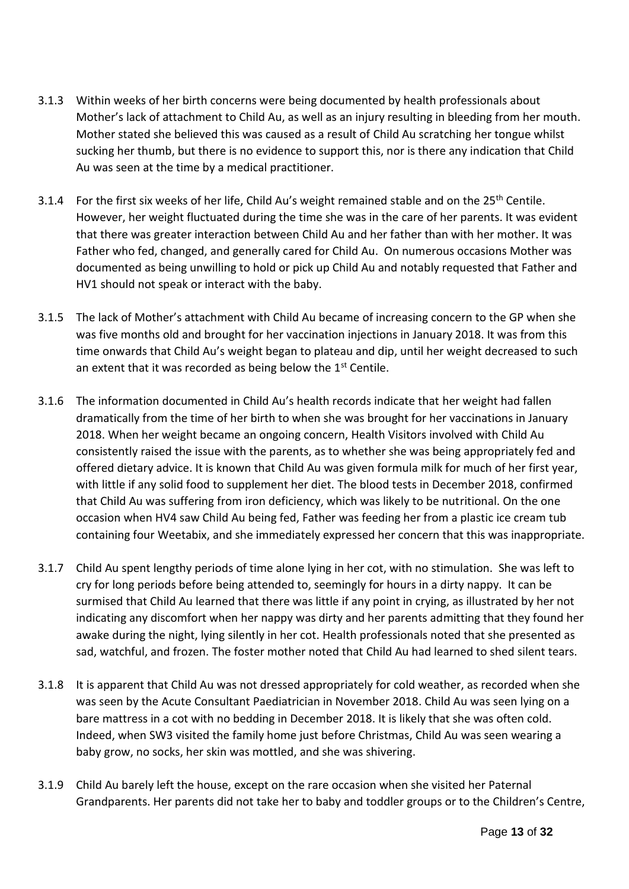3.1.3 Within weeks of her birth concerns were being documented by health professionals about Mother's lack of attachment to Child Au, as well as an injury resulting in bleeding from her mouth. Mother stated she believed this was caused as a result of Child Au scratching her tongue whilst sucking her thumb, but there is no evidence to support this, nor is there any indication that Child Au was seen at the time by a medical practitioner.

3.1.4 For the first six weeks of her life, Child Au's weight remained stable and on the 25th Centile. However, her weight fluctuated during the time she was in the care of her parents. It was evident that there was greater interaction between Child Au and her father than with her mother. It was Father who fed, changed, and generally cared for Child Au. On numerous occasions Mother was documented as being unwilling to hold or pick up Child Au and notably requested that Father and HV1 should not speak or interact with the baby.

3.1.5 The lack of Mother's attachment with Child Au became of increasing concern to the GP when she was five months old and brought for her vaccination injections in January 2018. It was from this time onwards that Child Au's weight began to plateau and dip, until her weight decreased to such an extent that it was recorded as being below the 1st Centile.

3.1.6 The information documented in Child Au's health records indicate that her weight had fallen dramatically from the time of her birth to when she was brought for her vaccinations in January 2018. When her weight became an ongoing concern, Health Visitors involved with Child Au consistently raised the issue with the parents, as to whether she was being appropriately fed and offered dietary advice. It is known that Child Au was given formula milk for much of her first year, with little if any solid food to supplement her diet. The blood tests in December 2018, confirmed that Child Au was suffering from iron deficiency, which was likely to be nutritional. On the one occasion when HV4 saw Child Au being fed, Father was feeding her from a plastic ice cream tub containing four Weetabix, and she immediately expressed her concern that this was inappropriate.

3.1.7 Child Au spent lengthy periods of time alone lying in her cot, with no stimulation. She was left to cry for long periods before being attended to, seemingly for hours in a dirty nappy. It can be surmised that Child Au learned that there was little if any point in crying, as illustrated by her not indicating any discomfort when her nappy was dirty and her parents admitting that they found her awake during the night, lying silently in her cot. Health professionals noted that she presented as sad, watchful, and frozen. The foster mother noted that Child Au had learned to shed silent tears.

3.1.8 It is apparent that Child Au was not dressed appropriately for cold weather, as recorded when she was seen by the Acute Consultant Paediatrician in November 2018. Child Au was seen lying on a bare mattress in a cot with no bedding in December 2018. It is likely that she was often cold. Indeed, when SW3 visited the family home just before Christmas, Child Au was seen wearing a baby grow, no socks, her skin was mottled, and she was shivering.

3.1.9 Child Au barely left the house, except on the rare occasion when she visited her Paternal Grandparents. Her parents did not take her to baby and toddler groups or to the Children's Centre,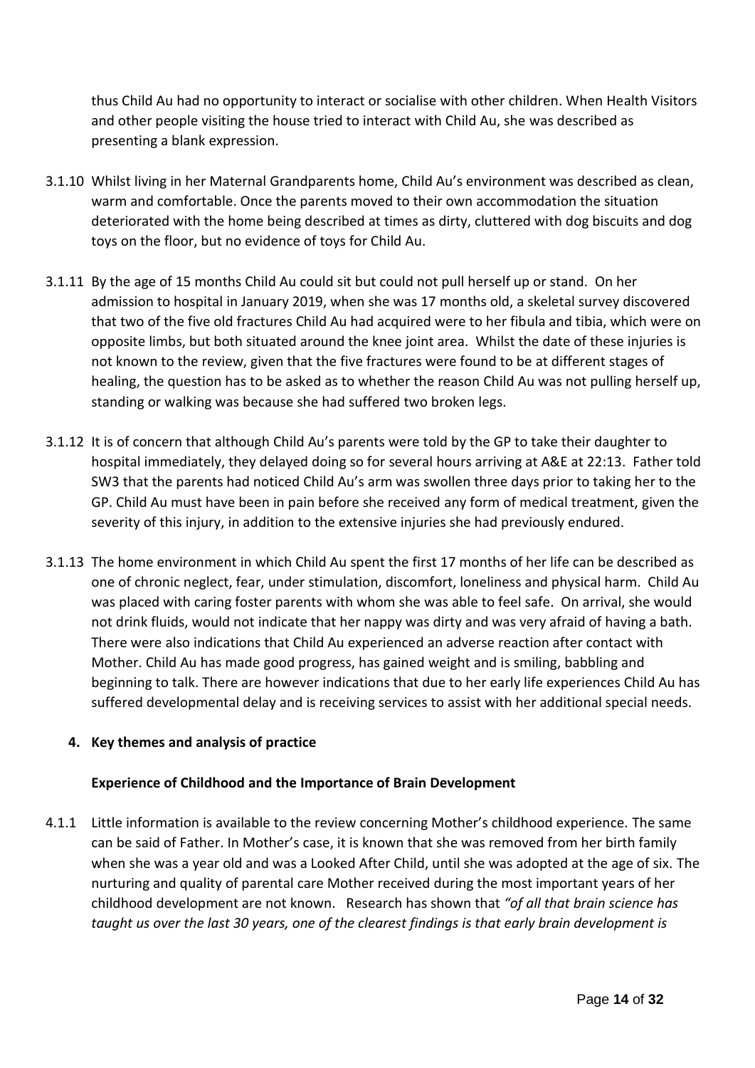thus Child Au had no opportunity to interact or socialise with other children. When Health Visitors and other people visiting the house tried to interact with Child Au, she was described as presenting a blank expression.

3.1.10 Whilst living in her Maternal Grandparents home, Child Au's environment was described as clean, warm and comfortable. Once the parents moved to their own accommodation the situation deteriorated with the home being described at times as dirty, cluttered with dog biscuits and dog toys on the floor, but no evidence of toys for Child Au.

3.1.11 By the age of 15 months Child Au could sit but could not pull herself up or stand. On her admission to hospital in January 2019, when she was 17 months old, a skeletal survey discovered that two of the five old fractures Child Au had acquired were to her fibula and tibia, which were on opposite limbs, but both situated around the knee joint area. Whilst the date of these injuries is not known to the review, given that the five fractures were found to be at different stages of healing, the question has to be asked as to whether the reason Child Au was not pulling herself up, standing or walking was because she had suffered two broken legs.

3.1.12 It is of concern that although Child Au's parents were told by the GP to take their daughter to hospital immediately, they delayed doing so for several hours arriving at A&E at 22:13. Father told SW3 that the parents had noticed Child Au's arm was swollen three days prior to taking her to the GP. Child Au must have been in pain before she received any form of medical treatment, given the severity of this injury, in addition to the extensive injuries she had previously endured.

3.1.13 The home environment in which Child Au spent the first 17 months of her life can be described as one of chronic neglect, fear, under stimulation, discomfort, loneliness and physical harm. Child Au was placed with caring foster parents with whom she was able to feel safe. On arrival, she would not drink fluids, would not indicate that her nappy was dirty and was very afraid of having a bath. There were also indications that Child Au experienced an adverse reaction after contact with Mother. Child Au has made good progress, has gained weight and is smiling, babbling and beginning to talk. There are however indications that due to her early life experiences Child Au has suffered developmental delay and is receiving services to assist with her additional special needs.

## 4. Key themes and analysis of practice

### Experience of Childhood and the Importance of Brain Development

4.1.1 Little information is available to the review concerning Mother's childhood experience. The same can be said of Father. In Mother's case, it is known that she was removed from her birth family when she was a year old and was a Looked After Child, until she was adopted at the age of six. The nurturing and quality of parental care Mother received during the most important years of her childhood development are not known. Research has shown that *"of all that brain science has taught us over the last 30 years, one of the clearest findings is that early brain development is*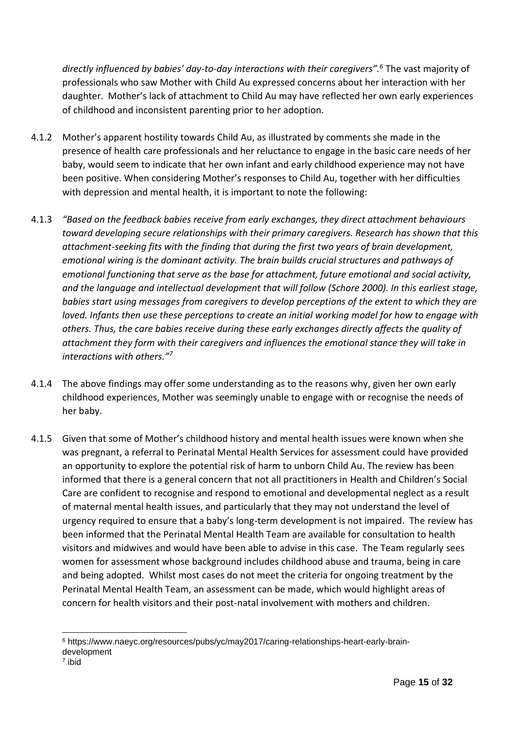*directly influenced by babies' day-to-day interactions with their caregivers".*[6] The vast majority of professionals who saw Mother with Child Au expressed concerns about her interaction with her daughter. Mother's lack of attachment to Child Au may have reflected her own early experiences of childhood and inconsistent parenting prior to her adoption.

4.1.2 Mother's apparent hostility towards Child Au, as illustrated by comments she made in the presence of health care professionals and her reluctance to engage in the basic care needs of her baby, would seem to indicate that her own infant and early childhood experience may not have been positive. When considering Mother's responses to Child Au, together with her difficulties with depression and mental health, it is important to note the following:

4.1.3 *"Based on the feedback babies receive from early exchanges, they direct attachment behaviours toward developing secure relationships with their primary caregivers. Research has shown that this attachment-seeking fits with the finding that during the first two years of brain development, emotional wiring is the dominant activity. The brain builds crucial structures and pathways of emotional functioning that serve as the base for attachment, future emotional and social activity, and the language and intellectual development that will follow (Schore 2000). In this earliest stage, babies start using messages from caregivers to develop perceptions of the extent to which they are loved. Infants then use these perceptions to create an initial working model for how to engage with others. Thus, the care babies receive during these early exchanges directly affects the quality of attachment they form with their caregivers and influences the emotional stance they will take in interactions with others."*[7]

4.1.4 The above findings may offer some understanding as to the reasons why, given her own early childhood experiences, Mother was seemingly unable to engage with or recognise the needs of her baby.

4.1.5 Given that some of Mother's childhood history and mental health issues were known when she was pregnant, a referral to Perinatal Mental Health Services for assessment could have provided an opportunity to explore the potential risk of harm to unborn Child Au. The review has been informed that there is a general concern that not all practitioners in Health and Children's Social Care are confident to recognise and respond to emotional and developmental neglect as a result of maternal mental health issues, and particularly that they may not understand the level of urgency required to ensure that a baby's long-term development is not impaired. The review has been informed that the Perinatal Mental Health Team are available for consultation to health visitors and midwives and would have been able to advise in this case. The Team regularly sees women for assessment whose background includes childhood abuse and trauma, being in care and being adopted. Whilst most cases do not meet the criteria for ongoing treatment by the Perinatal Mental Health Team, an assessment can be made, which would highlight areas of concern for health visitors and their post-natal involvement with mothers and children.

---

[6] https://www.naeyc.org/resources/pubs/yc/may2017/caring-relationships-heart-early-brain-development

[7] ibid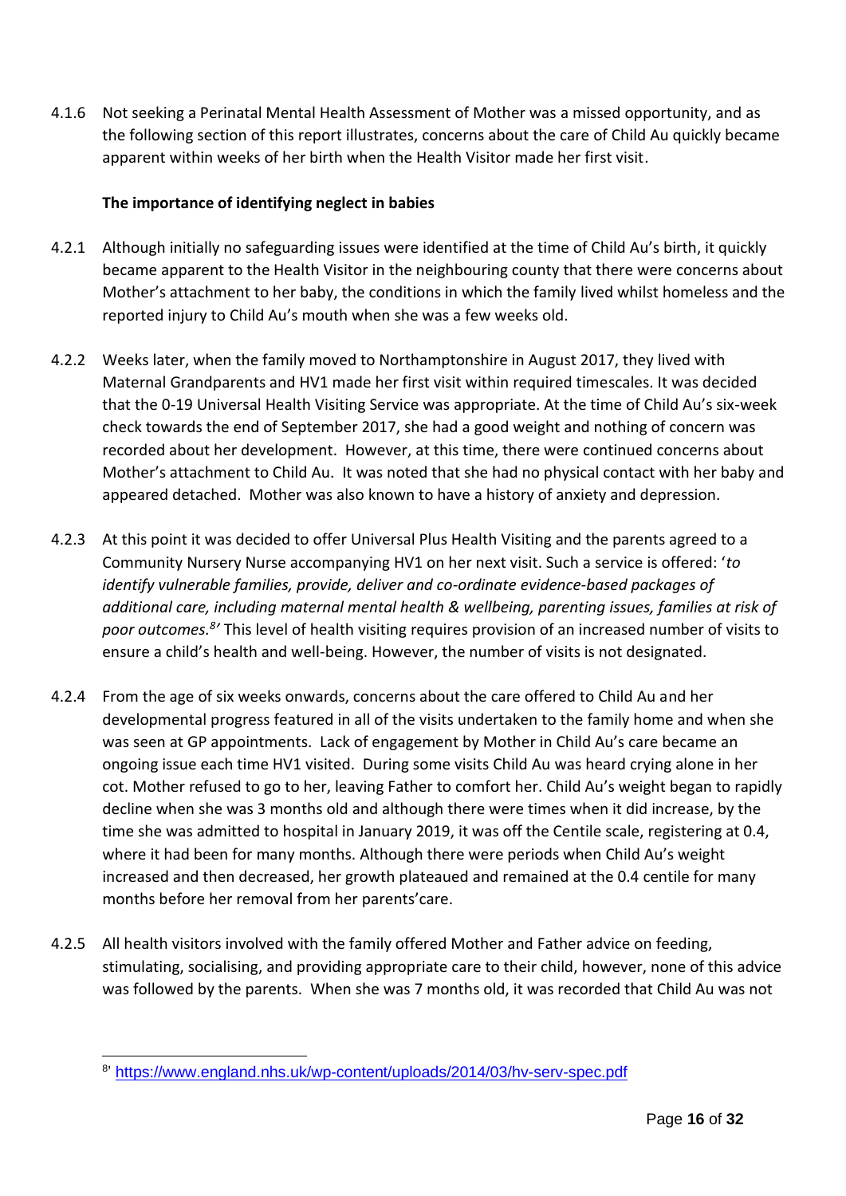4.1.6 Not seeking a Perinatal Mental Health Assessment of Mother was a missed opportunity, and as the following section of this report illustrates, concerns about the care of Child Au quickly became apparent within weeks of her birth when the Health Visitor made her first visit.

**The importance of identifying neglect in babies**

4.2.1 Although initially no safeguarding issues were identified at the time of Child Au's birth, it quickly became apparent to the Health Visitor in the neighbouring county that there were concerns about Mother's attachment to her baby, the conditions in which the family lived whilst homeless and the reported injury to Child Au's mouth when she was a few weeks old.

4.2.2 Weeks later, when the family moved to Northamptonshire in August 2017, they lived with Maternal Grandparents and HV1 made her first visit within required timescales. It was decided that the 0-19 Universal Health Visiting Service was appropriate. At the time of Child Au's six-week check towards the end of September 2017, she had a good weight and nothing of concern was recorded about her development. However, at this time, there were continued concerns about Mother's attachment to Child Au. It was noted that she had no physical contact with her baby and appeared detached. Mother was also known to have a history of anxiety and depression.

4.2.3 At this point it was decided to offer Universal Plus Health Visiting and the parents agreed to a Community Nursery Nurse accompanying HV1 on her next visit. Such a service is offered: '*to identify vulnerable families, provide, deliver and co-ordinate evidence-based packages of additional care, including maternal mental health & wellbeing, parenting issues, families at risk of poor outcomes.*[8]' This level of health visiting requires provision of an increased number of visits to ensure a child's health and well-being. However, the number of visits is not designated.

4.2.4 From the age of six weeks onwards, concerns about the care offered to Child Au and her developmental progress featured in all of the visits undertaken to the family home and when she was seen at GP appointments. Lack of engagement by Mother in Child Au's care became an ongoing issue each time HV1 visited. During some visits Child Au was heard crying alone in her cot. Mother refused to go to her, leaving Father to comfort her. Child Au's weight began to rapidly decline when she was 3 months old and although there were times when it did increase, by the time she was admitted to hospital in January 2019, it was off the Centile scale, registering at 0.4, where it had been for many months. Although there were periods when Child Au's weight increased and then decreased, her growth plateaued and remained at the 0.4 centile for many months before her removal from her parents'care.

4.2.5 All health visitors involved with the family offered Mother and Father advice on feeding, stimulating, socialising, and providing appropriate care to their child, however, none of this advice was followed by the parents. When she was 7 months old, it was recorded that Child Au was not

---

[8] https://www.england.nhs.uk/wp-content/uploads/2014/03/hv-serv-spec.pdf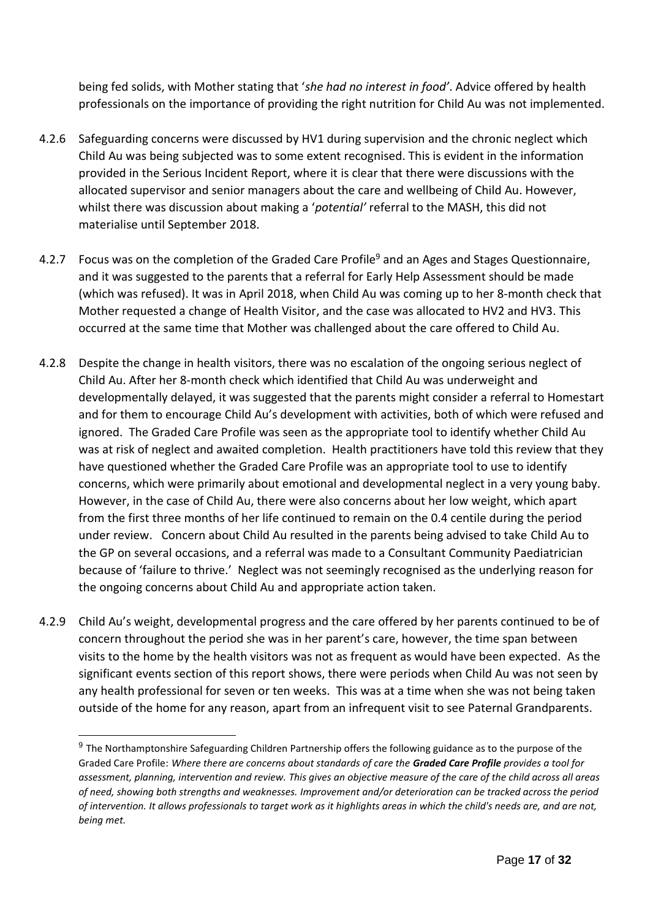being fed solids, with Mother stating that '*she had no interest in food'*. Advice offered by health professionals on the importance of providing the right nutrition for Child Au was not implemented.

4.2.6 Safeguarding concerns were discussed by HV1 during supervision and the chronic neglect which Child Au was being subjected was to some extent recognised. This is evident in the information provided in the Serious Incident Report, where it is clear that there were discussions with the allocated supervisor and senior managers about the care and wellbeing of Child Au. However, whilst there was discussion about making a '*potential'* referral to the MASH, this did not materialise until September 2018.

4.2.7 Focus was on the completion of the Graded Care Profile[9] and an Ages and Stages Questionnaire, and it was suggested to the parents that a referral for Early Help Assessment should be made (which was refused). It was in April 2018, when Child Au was coming up to her 8-month check that Mother requested a change of Health Visitor, and the case was allocated to HV2 and HV3. This occurred at the same time that Mother was challenged about the care offered to Child Au.

4.2.8 Despite the change in health visitors, there was no escalation of the ongoing serious neglect of Child Au. After her 8-month check which identified that Child Au was underweight and developmentally delayed, it was suggested that the parents might consider a referral to Homestart and for them to encourage Child Au's development with activities, both of which were refused and ignored. The Graded Care Profile was seen as the appropriate tool to identify whether Child Au was at risk of neglect and awaited completion. Health practitioners have told this review that they have questioned whether the Graded Care Profile was an appropriate tool to use to identify concerns, which were primarily about emotional and developmental neglect in a very young baby. However, in the case of Child Au, there were also concerns about her low weight, which apart from the first three months of her life continued to remain on the 0.4 centile during the period under review. Concern about Child Au resulted in the parents being advised to take Child Au to the GP on several occasions, and a referral was made to a Consultant Community Paediatrician because of 'failure to thrive.' Neglect was not seemingly recognised as the underlying reason for the ongoing concerns about Child Au and appropriate action taken.

4.2.9 Child Au's weight, developmental progress and the care offered by her parents continued to be of concern throughout the period she was in her parent's care, however, the time span between visits to the home by the health visitors was not as frequent as would have been expected. As the significant events section of this report shows, there were periods when Child Au was not seen by any health professional for seven or ten weeks. This was at a time when she was not being taken outside of the home for any reason, apart from an infrequent visit to see Paternal Grandparents.

---

[9] The Northamptonshire Safeguarding Children Partnership offers the following guidance as to the purpose of the Graded Care Profile: *Where there are concerns about standards of care the **Graded Care Profile** provides a tool for assessment, planning, intervention and review. This gives an objective measure of the care of the child across all areas of need, showing both strengths and weaknesses. Improvement and/or deterioration can be tracked across the period of intervention. It allows professionals to target work as it highlights areas in which the child's needs are, and are not, being met.*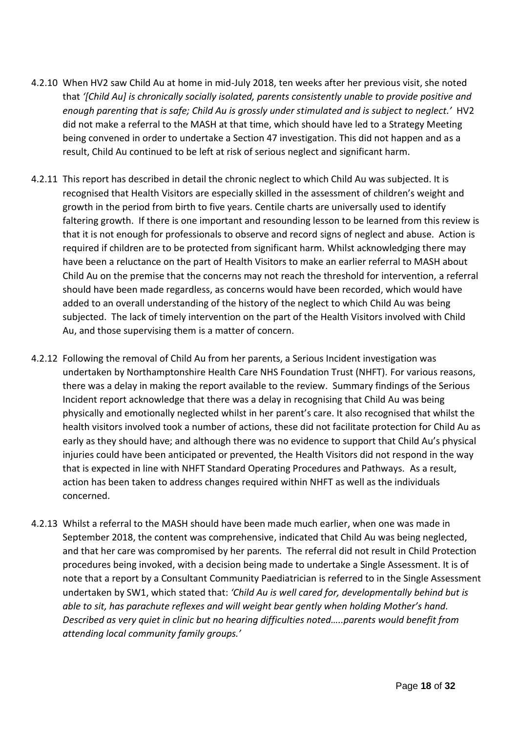4.2.10 When HV2 saw Child Au at home in mid-July 2018, ten weeks after her previous visit, she noted that *'[Child Au] is chronically socially isolated, parents consistently unable to provide positive and enough parenting that is safe; Child Au is grossly under stimulated and is subject to neglect.'* HV2 did not make a referral to the MASH at that time, which should have led to a Strategy Meeting being convened in order to undertake a Section 47 investigation. This did not happen and as a result, Child Au continued to be left at risk of serious neglect and significant harm.

4.2.11 This report has described in detail the chronic neglect to which Child Au was subjected. It is recognised that Health Visitors are especially skilled in the assessment of children's weight and growth in the period from birth to five years. Centile charts are universally used to identify faltering growth. If there is one important and resounding lesson to be learned from this review is that it is not enough for professionals to observe and record signs of neglect and abuse. Action is required if children are to be protected from significant harm. Whilst acknowledging there may have been a reluctance on the part of Health Visitors to make an earlier referral to MASH about Child Au on the premise that the concerns may not reach the threshold for intervention, a referral should have been made regardless, as concerns would have been recorded, which would have added to an overall understanding of the history of the neglect to which Child Au was being subjected. The lack of timely intervention on the part of the Health Visitors involved with Child Au, and those supervising them is a matter of concern.

4.2.12 Following the removal of Child Au from her parents, a Serious Incident investigation was undertaken by Northamptonshire Health Care NHS Foundation Trust (NHFT). For various reasons, there was a delay in making the report available to the review. Summary findings of the Serious Incident report acknowledge that there was a delay in recognising that Child Au was being physically and emotionally neglected whilst in her parent's care. It also recognised that whilst the health visitors involved took a number of actions, these did not facilitate protection for Child Au as early as they should have; and although there was no evidence to support that Child Au's physical injuries could have been anticipated or prevented, the Health Visitors did not respond in the way that is expected in line with NHFT Standard Operating Procedures and Pathways. As a result, action has been taken to address changes required within NHFT as well as the individuals concerned.

4.2.13 Whilst a referral to the MASH should have been made much earlier, when one was made in September 2018, the content was comprehensive, indicated that Child Au was being neglected, and that her care was compromised by her parents. The referral did not result in Child Protection procedures being invoked, with a decision being made to undertake a Single Assessment. It is of note that a report by a Consultant Community Paediatrician is referred to in the Single Assessment undertaken by SW1, which stated that: *'Child Au is well cared for, developmentally behind but is able to sit, has parachute reflexes and will weight bear gently when holding Mother's hand. Described as very quiet in clinic but no hearing difficulties noted…..parents would benefit from attending local community family groups.'*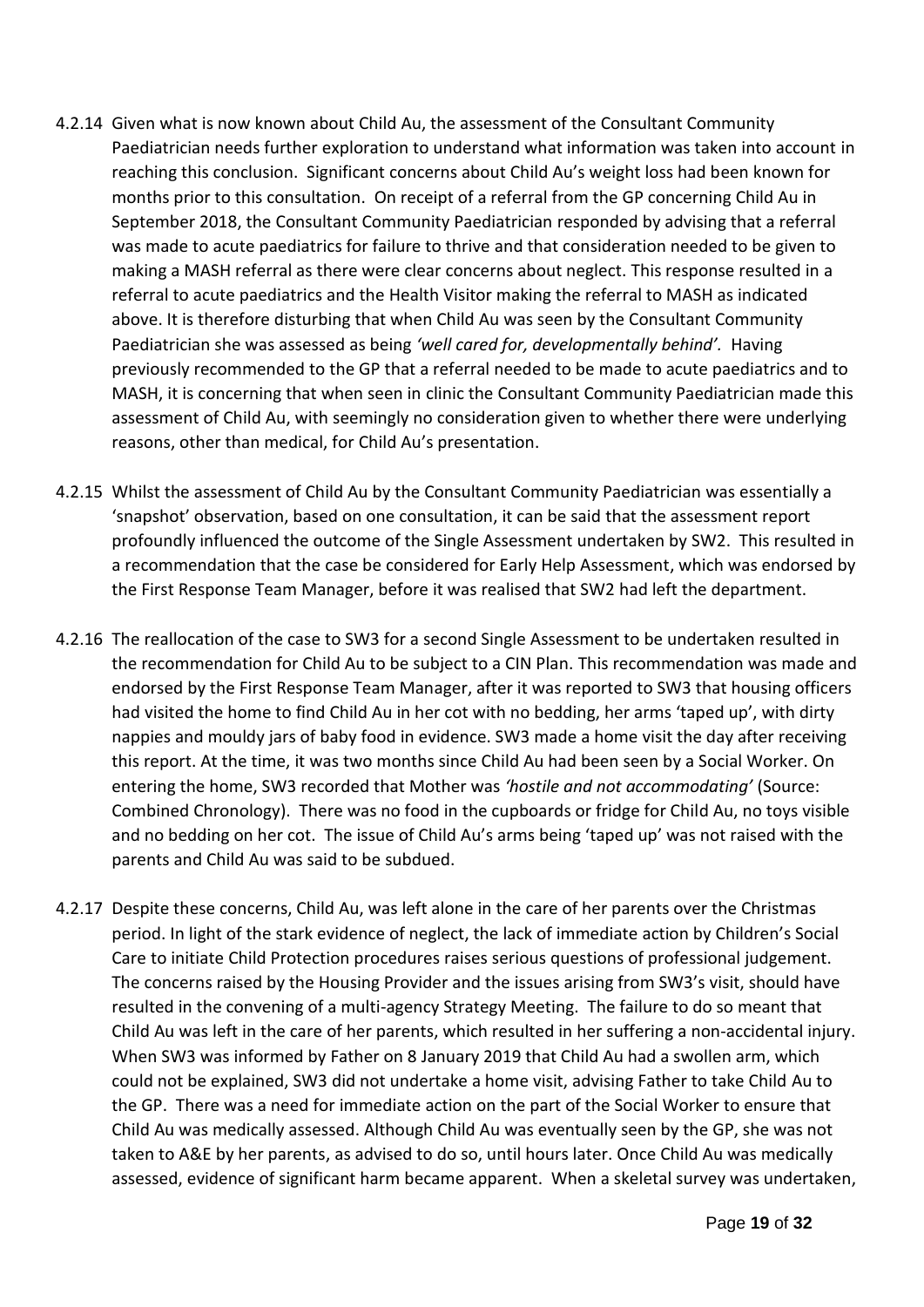4.2.14 Given what is now known about Child Au, the assessment of the Consultant Community Paediatrician needs further exploration to understand what information was taken into account in reaching this conclusion. Significant concerns about Child Au's weight loss had been known for months prior to this consultation. On receipt of a referral from the GP concerning Child Au in September 2018, the Consultant Community Paediatrician responded by advising that a referral was made to acute paediatrics for failure to thrive and that consideration needed to be given to making a MASH referral as there were clear concerns about neglect. This response resulted in a referral to acute paediatrics and the Health Visitor making the referral to MASH as indicated above. It is therefore disturbing that when Child Au was seen by the Consultant Community Paediatrician she was assessed as being *'well cared for, developmentally behind'.* Having previously recommended to the GP that a referral needed to be made to acute paediatrics and to MASH, it is concerning that when seen in clinic the Consultant Community Paediatrician made this assessment of Child Au, with seemingly no consideration given to whether there were underlying reasons, other than medical, for Child Au's presentation.

4.2.15 Whilst the assessment of Child Au by the Consultant Community Paediatrician was essentially a 'snapshot' observation, based on one consultation, it can be said that the assessment report profoundly influenced the outcome of the Single Assessment undertaken by SW2. This resulted in a recommendation that the case be considered for Early Help Assessment, which was endorsed by the First Response Team Manager, before it was realised that SW2 had left the department.

4.2.16 The reallocation of the case to SW3 for a second Single Assessment to be undertaken resulted in the recommendation for Child Au to be subject to a CIN Plan. This recommendation was made and endorsed by the First Response Team Manager, after it was reported to SW3 that housing officers had visited the home to find Child Au in her cot with no bedding, her arms 'taped up', with dirty nappies and mouldy jars of baby food in evidence. SW3 made a home visit the day after receiving this report. At the time, it was two months since Child Au had been seen by a Social Worker. On entering the home, SW3 recorded that Mother was *'hostile and not accommodating'* (Source: Combined Chronology). There was no food in the cupboards or fridge for Child Au, no toys visible and no bedding on her cot. The issue of Child Au's arms being 'taped up' was not raised with the parents and Child Au was said to be subdued.

4.2.17 Despite these concerns, Child Au, was left alone in the care of her parents over the Christmas period. In light of the stark evidence of neglect, the lack of immediate action by Children's Social Care to initiate Child Protection procedures raises serious questions of professional judgement. The concerns raised by the Housing Provider and the issues arising from SW3's visit, should have resulted in the convening of a multi-agency Strategy Meeting. The failure to do so meant that Child Au was left in the care of her parents, which resulted in her suffering a non-accidental injury. When SW3 was informed by Father on 8 January 2019 that Child Au had a swollen arm, which could not be explained, SW3 did not undertake a home visit, advising Father to take Child Au to the GP. There was a need for immediate action on the part of the Social Worker to ensure that Child Au was medically assessed. Although Child Au was eventually seen by the GP, she was not taken to A&E by her parents, as advised to do so, until hours later. Once Child Au was medically assessed, evidence of significant harm became apparent. When a skeletal survey was undertaken,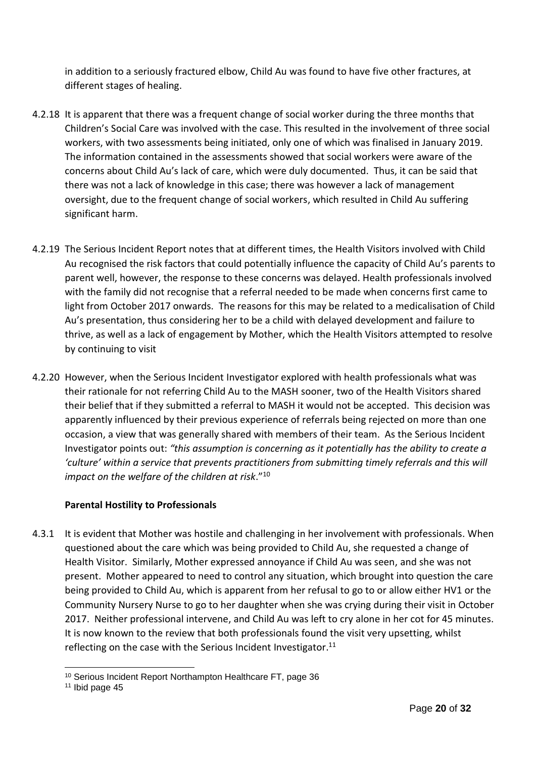in addition to a seriously fractured elbow, Child Au was found to have five other fractures, at different stages of healing.

4.2.18 It is apparent that there was a frequent change of social worker during the three months that Children's Social Care was involved with the case. This resulted in the involvement of three social workers, with two assessments being initiated, only one of which was finalised in January 2019. The information contained in the assessments showed that social workers were aware of the concerns about Child Au's lack of care, which were duly documented. Thus, it can be said that there was not a lack of knowledge in this case; there was however a lack of management oversight, due to the frequent change of social workers, which resulted in Child Au suffering significant harm.

4.2.19 The Serious Incident Report notes that at different times, the Health Visitors involved with Child Au recognised the risk factors that could potentially influence the capacity of Child Au's parents to parent well, however, the response to these concerns was delayed. Health professionals involved with the family did not recognise that a referral needed to be made when concerns first came to light from October 2017 onwards. The reasons for this may be related to a medicalisation of Child Au's presentation, thus considering her to be a child with delayed development and failure to thrive, as well as a lack of engagement by Mother, which the Health Visitors attempted to resolve by continuing to visit

4.2.20 However, when the Serious Incident Investigator explored with health professionals what was their rationale for not referring Child Au to the MASH sooner, two of the Health Visitors shared their belief that if they submitted a referral to MASH it would not be accepted. This decision was apparently influenced by their previous experience of referrals being rejected on more than one occasion, a view that was generally shared with members of their team. As the Serious Incident Investigator points out: *"this assumption is concerning as it potentially has the ability to create a 'culture' within a service that prevents practitioners from submitting timely referrals and this will impact on the welfare of the children at risk*."[10]

**Parental Hostility to Professionals**

4.3.1 It is evident that Mother was hostile and challenging in her involvement with professionals. When questioned about the care which was being provided to Child Au, she requested a change of Health Visitor. Similarly, Mother expressed annoyance if Child Au was seen, and she was not present. Mother appeared to need to control any situation, which brought into question the care being provided to Child Au, which is apparent from her refusal to go to or allow either HV1 or the Community Nursery Nurse to go to her daughter when she was crying during their visit in October 2017. Neither professional intervene, and Child Au was left to cry alone in her cot for 45 minutes. It is now known to the review that both professionals found the visit very upsetting, whilst reflecting on the case with the Serious Incident Investigator.[11]

[10] Serious Incident Report Northampton Healthcare FT, page 36

[11] Ibid page 45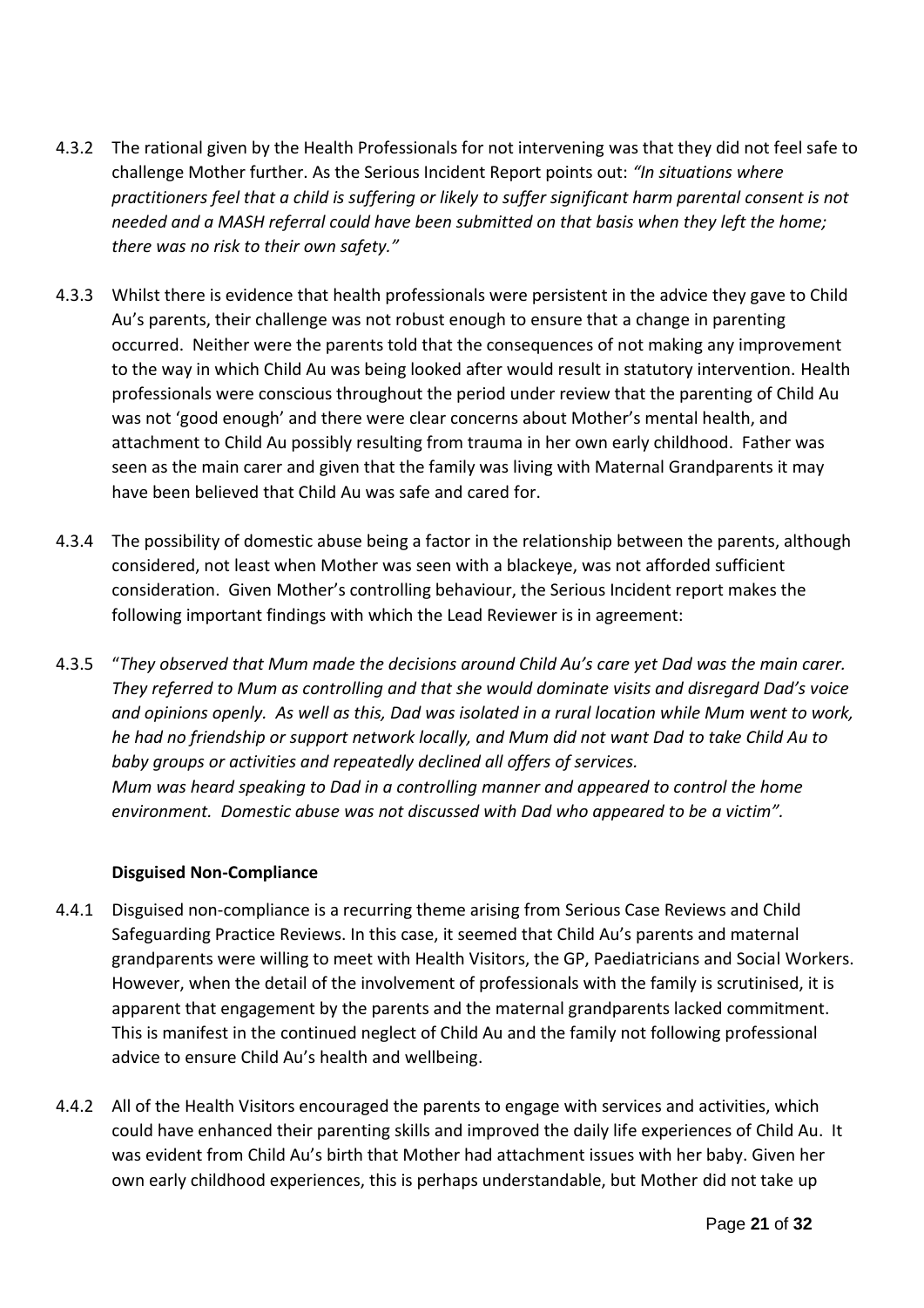4.3.2 The rational given by the Health Professionals for not intervening was that they did not feel safe to challenge Mother further. As the Serious Incident Report points out: *"In situations where practitioners feel that a child is suffering or likely to suffer significant harm parental consent is not needed and a MASH referral could have been submitted on that basis when they left the home; there was no risk to their own safety."*

4.3.3 Whilst there is evidence that health professionals were persistent in the advice they gave to Child Au's parents, their challenge was not robust enough to ensure that a change in parenting occurred. Neither were the parents told that the consequences of not making any improvement to the way in which Child Au was being looked after would result in statutory intervention. Health professionals were conscious throughout the period under review that the parenting of Child Au was not 'good enough' and there were clear concerns about Mother's mental health, and attachment to Child Au possibly resulting from trauma in her own early childhood. Father was seen as the main carer and given that the family was living with Maternal Grandparents it may have been believed that Child Au was safe and cared for.

4.3.4 The possibility of domestic abuse being a factor in the relationship between the parents, although considered, not least when Mother was seen with a blackeye, was not afforded sufficient consideration. Given Mother's controlling behaviour, the Serious Incident report makes the following important findings with which the Lead Reviewer is in agreement:

4.3.5 "*They observed that Mum made the decisions around Child Au's care yet Dad was the main carer. They referred to Mum as controlling and that she would dominate visits and disregard Dad's voice and opinions openly. As well as this, Dad was isolated in a rural location while Mum went to work, he had no friendship or support network locally, and Mum did not want Dad to take Child Au to baby groups or activities and repeatedly declined all offers of services.*
*Mum was heard speaking to Dad in a controlling manner and appeared to control the home environment. Domestic abuse was not discussed with Dad who appeared to be a victim".*

**Disguised Non-Compliance**

4.4.1 Disguised non-compliance is a recurring theme arising from Serious Case Reviews and Child Safeguarding Practice Reviews. In this case, it seemed that Child Au's parents and maternal grandparents were willing to meet with Health Visitors, the GP, Paediatricians and Social Workers. However, when the detail of the involvement of professionals with the family is scrutinised, it is apparent that engagement by the parents and the maternal grandparents lacked commitment. This is manifest in the continued neglect of Child Au and the family not following professional advice to ensure Child Au's health and wellbeing.

4.4.2 All of the Health Visitors encouraged the parents to engage with services and activities, which could have enhanced their parenting skills and improved the daily life experiences of Child Au. It was evident from Child Au's birth that Mother had attachment issues with her baby. Given her own early childhood experiences, this is perhaps understandable, but Mother did not take up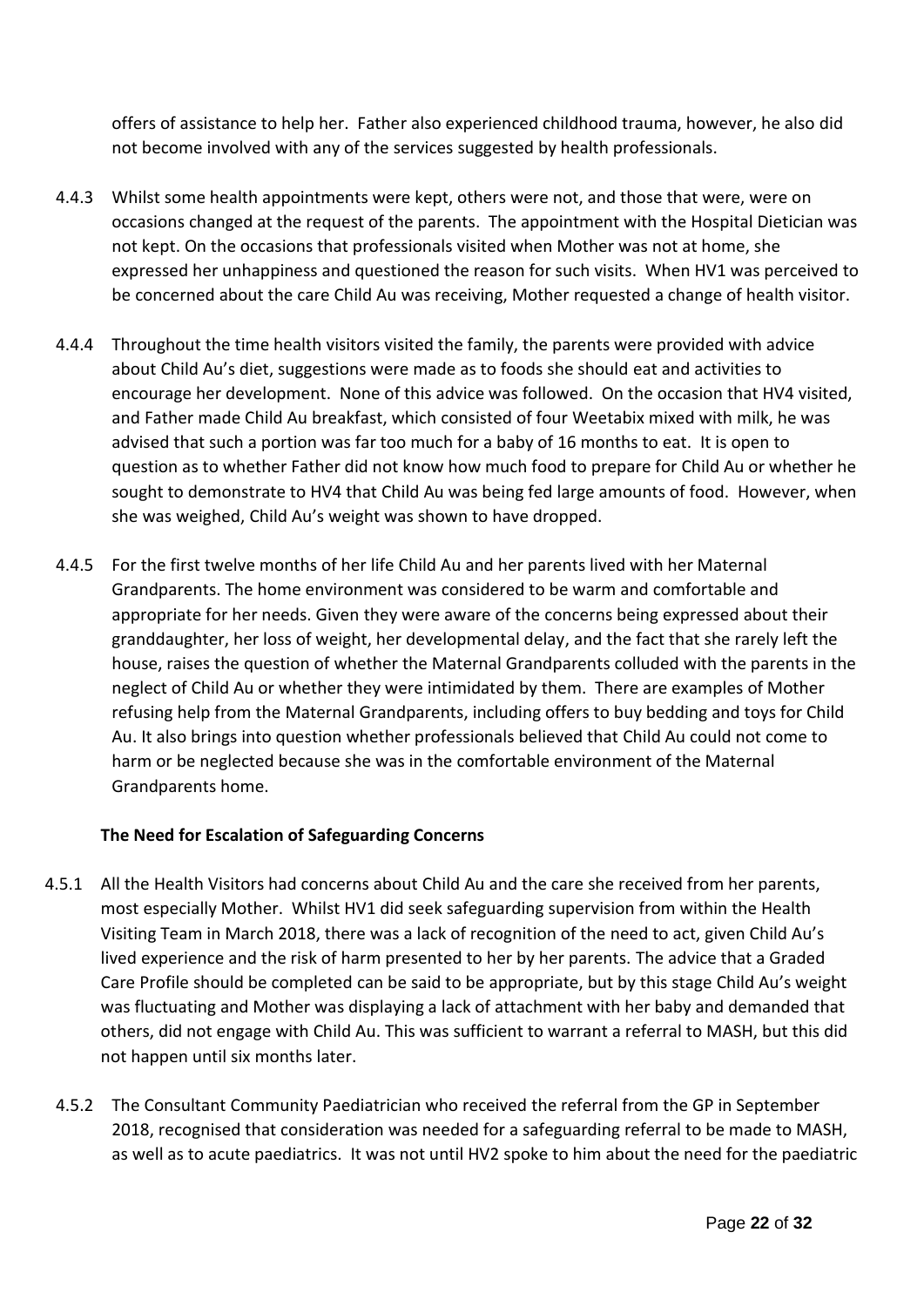offers of assistance to help her. Father also experienced childhood trauma, however, he also did not become involved with any of the services suggested by health professionals.

4.4.3 Whilst some health appointments were kept, others were not, and those that were, were on occasions changed at the request of the parents. The appointment with the Hospital Dietician was not kept. On the occasions that professionals visited when Mother was not at home, she expressed her unhappiness and questioned the reason for such visits. When HV1 was perceived to be concerned about the care Child Au was receiving, Mother requested a change of health visitor.

4.4.4 Throughout the time health visitors visited the family, the parents were provided with advice about Child Au's diet, suggestions were made as to foods she should eat and activities to encourage her development. None of this advice was followed. On the occasion that HV4 visited, and Father made Child Au breakfast, which consisted of four Weetabix mixed with milk, he was advised that such a portion was far too much for a baby of 16 months to eat. It is open to question as to whether Father did not know how much food to prepare for Child Au or whether he sought to demonstrate to HV4 that Child Au was being fed large amounts of food. However, when she was weighed, Child Au's weight was shown to have dropped.

4.4.5 For the first twelve months of her life Child Au and her parents lived with her Maternal Grandparents. The home environment was considered to be warm and comfortable and appropriate for her needs. Given they were aware of the concerns being expressed about their granddaughter, her loss of weight, her developmental delay, and the fact that she rarely left the house, raises the question of whether the Maternal Grandparents colluded with the parents in the neglect of Child Au or whether they were intimidated by them. There are examples of Mother refusing help from the Maternal Grandparents, including offers to buy bedding and toys for Child Au. It also brings into question whether professionals believed that Child Au could not come to harm or be neglected because she was in the comfortable environment of the Maternal Grandparents home.

**The Need for Escalation of Safeguarding Concerns**

4.5.1 All the Health Visitors had concerns about Child Au and the care she received from her parents, most especially Mother. Whilst HV1 did seek safeguarding supervision from within the Health Visiting Team in March 2018, there was a lack of recognition of the need to act, given Child Au's lived experience and the risk of harm presented to her by her parents. The advice that a Graded Care Profile should be completed can be said to be appropriate, but by this stage Child Au's weight was fluctuating and Mother was displaying a lack of attachment with her baby and demanded that others, did not engage with Child Au. This was sufficient to warrant a referral to MASH, but this did not happen until six months later.

4.5.2 The Consultant Community Paediatrician who received the referral from the GP in September 2018, recognised that consideration was needed for a safeguarding referral to be made to MASH, as well as to acute paediatrics. It was not until HV2 spoke to him about the need for the paediatric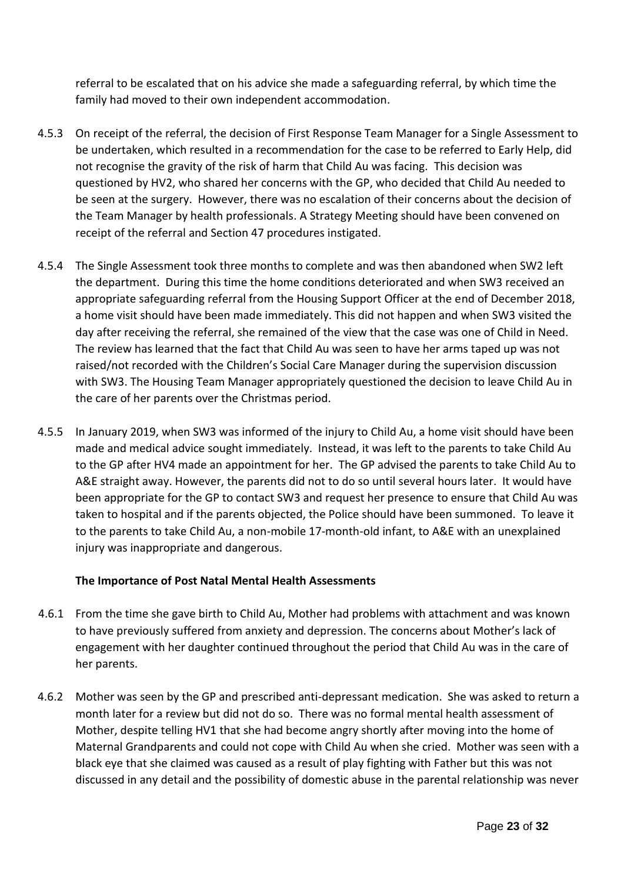referral to be escalated that on his advice she made a safeguarding referral, by which time the family had moved to their own independent accommodation.

4.5.3 On receipt of the referral, the decision of First Response Team Manager for a Single Assessment to be undertaken, which resulted in a recommendation for the case to be referred to Early Help, did not recognise the gravity of the risk of harm that Child Au was facing. This decision was questioned by HV2, who shared her concerns with the GP, who decided that Child Au needed to be seen at the surgery. However, there was no escalation of their concerns about the decision of the Team Manager by health professionals. A Strategy Meeting should have been convened on receipt of the referral and Section 47 procedures instigated.

4.5.4 The Single Assessment took three months to complete and was then abandoned when SW2 left the department. During this time the home conditions deteriorated and when SW3 received an appropriate safeguarding referral from the Housing Support Officer at the end of December 2018, a home visit should have been made immediately. This did not happen and when SW3 visited the day after receiving the referral, she remained of the view that the case was one of Child in Need. The review has learned that the fact that Child Au was seen to have her arms taped up was not raised/not recorded with the Children's Social Care Manager during the supervision discussion with SW3. The Housing Team Manager appropriately questioned the decision to leave Child Au in the care of her parents over the Christmas period.

4.5.5 In January 2019, when SW3 was informed of the injury to Child Au, a home visit should have been made and medical advice sought immediately. Instead, it was left to the parents to take Child Au to the GP after HV4 made an appointment for her. The GP advised the parents to take Child Au to A&E straight away. However, the parents did not to do so until several hours later. It would have been appropriate for the GP to contact SW3 and request her presence to ensure that Child Au was taken to hospital and if the parents objected, the Police should have been summoned. To leave it to the parents to take Child Au, a non-mobile 17-month-old infant, to A&E with an unexplained injury was inappropriate and dangerous.

**The Importance of Post Natal Mental Health Assessments**

4.6.1 From the time she gave birth to Child Au, Mother had problems with attachment and was known to have previously suffered from anxiety and depression. The concerns about Mother's lack of engagement with her daughter continued throughout the period that Child Au was in the care of her parents.

4.6.2 Mother was seen by the GP and prescribed anti-depressant medication. She was asked to return a month later for a review but did not do so. There was no formal mental health assessment of Mother, despite telling HV1 that she had become angry shortly after moving into the home of Maternal Grandparents and could not cope with Child Au when she cried. Mother was seen with a black eye that she claimed was caused as a result of play fighting with Father but this was not discussed in any detail and the possibility of domestic abuse in the parental relationship was never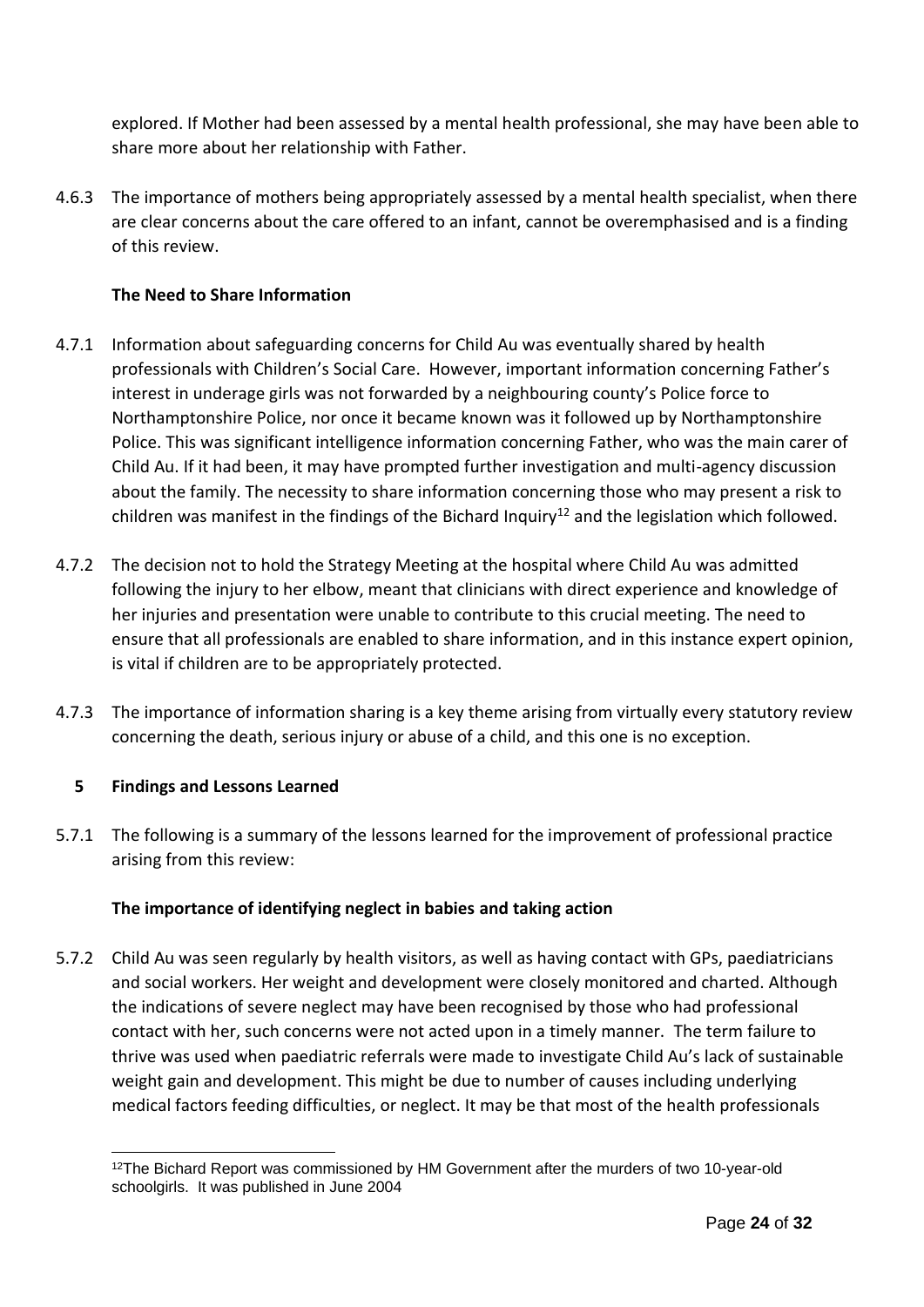explored. If Mother had been assessed by a mental health professional, she may have been able to share more about her relationship with Father.

4.6.3 The importance of mothers being appropriately assessed by a mental health specialist, when there are clear concerns about the care offered to an infant, cannot be overemphasised and is a finding of this review.

**The Need to Share Information**

4.7.1 Information about safeguarding concerns for Child Au was eventually shared by health professionals with Children's Social Care. However, important information concerning Father's interest in underage girls was not forwarded by a neighbouring county's Police force to Northamptonshire Police, nor once it became known was it followed up by Northamptonshire Police. This was significant intelligence information concerning Father, who was the main carer of Child Au. If it had been, it may have prompted further investigation and multi-agency discussion about the family. The necessity to share information concerning those who may present a risk to children was manifest in the findings of the Bichard Inquiry[12] and the legislation which followed.

4.7.2 The decision not to hold the Strategy Meeting at the hospital where Child Au was admitted following the injury to her elbow, meant that clinicians with direct experience and knowledge of her injuries and presentation were unable to contribute to this crucial meeting. The need to ensure that all professionals are enabled to share information, and in this instance expert opinion, is vital if children are to be appropriately protected.

4.7.3 The importance of information sharing is a key theme arising from virtually every statutory review concerning the death, serious injury or abuse of a child, and this one is no exception.

## 5 Findings and Lessons Learned

5.7.1 The following is a summary of the lessons learned for the improvement of professional practice arising from this review:

**The importance of identifying neglect in babies and taking action**

5.7.2 Child Au was seen regularly by health visitors, as well as having contact with GPs, paediatricians and social workers. Her weight and development were closely monitored and charted. Although the indications of severe neglect may have been recognised by those who had professional contact with her, such concerns were not acted upon in a timely manner. The term failure to thrive was used when paediatric referrals were made to investigate Child Au's lack of sustainable weight gain and development. This might be due to number of causes including underlying medical factors feeding difficulties, or neglect. It may be that most of the health professionals

---

[12] The Bichard Report was commissioned by HM Government after the murders of two 10-year-old schoolgirls. It was published in June 2004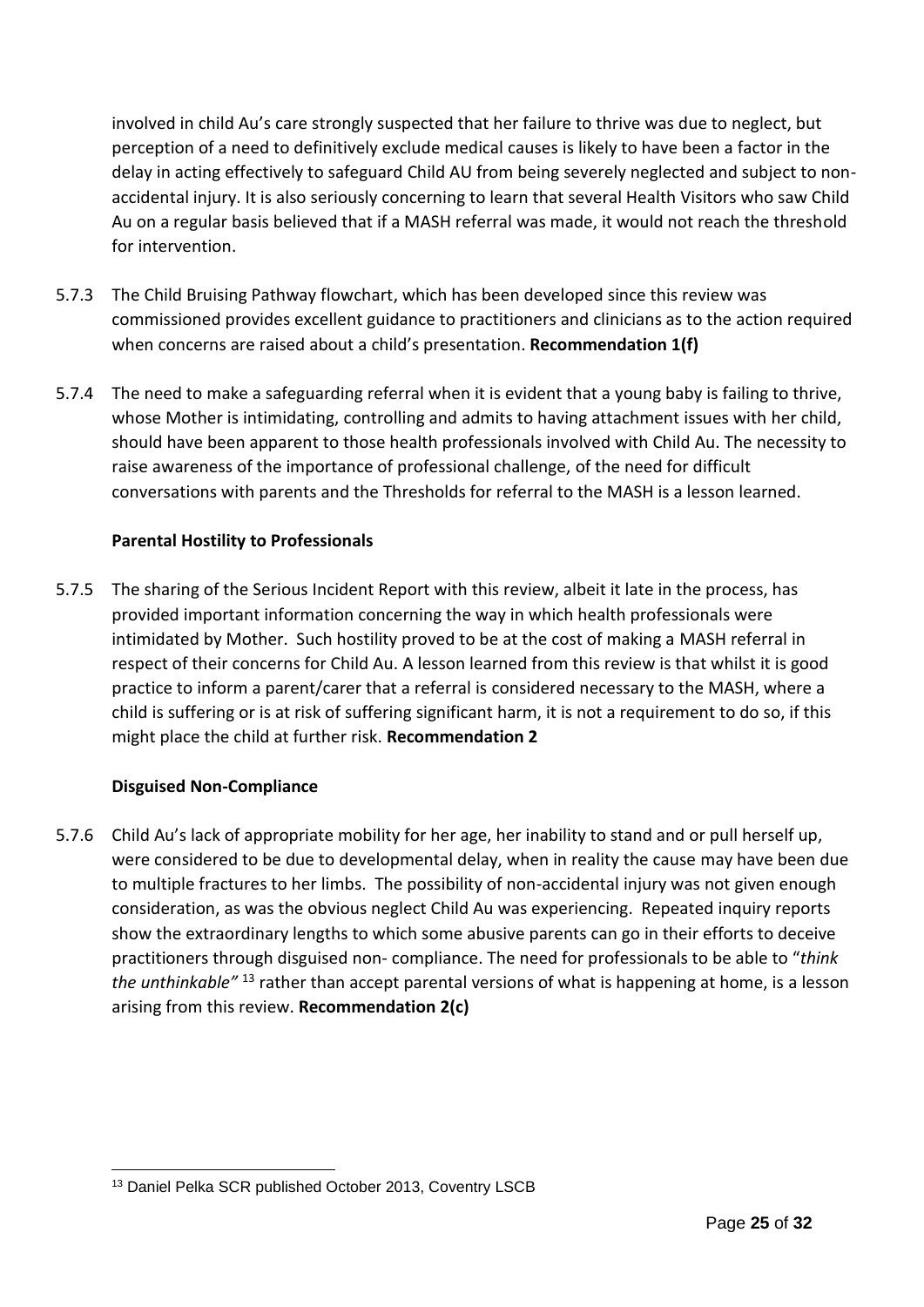involved in child Au's care strongly suspected that her failure to thrive was due to neglect, but perception of a need to definitively exclude medical causes is likely to have been a factor in the delay in acting effectively to safeguard Child AU from being severely neglected and subject to non-accidental injury. It is also seriously concerning to learn that several Health Visitors who saw Child Au on a regular basis believed that if a MASH referral was made, it would not reach the threshold for intervention.

5.7.3 The Child Bruising Pathway flowchart, which has been developed since this review was commissioned provides excellent guidance to practitioners and clinicians as to the action required when concerns are raised about a child's presentation. **Recommendation 1(f)**

5.7.4 The need to make a safeguarding referral when it is evident that a young baby is failing to thrive, whose Mother is intimidating, controlling and admits to having attachment issues with her child, should have been apparent to those health professionals involved with Child Au. The necessity to raise awareness of the importance of professional challenge, of the need for difficult conversations with parents and the Thresholds for referral to the MASH is a lesson learned.

**Parental Hostility to Professionals**

5.7.5 The sharing of the Serious Incident Report with this review, albeit it late in the process, has provided important information concerning the way in which health professionals were intimidated by Mother. Such hostility proved to be at the cost of making a MASH referral in respect of their concerns for Child Au. A lesson learned from this review is that whilst it is good practice to inform a parent/carer that a referral is considered necessary to the MASH, where a child is suffering or is at risk of suffering significant harm, it is not a requirement to do so, if this might place the child at further risk. **Recommendation 2**

**Disguised Non-Compliance**

5.7.6 Child Au's lack of appropriate mobility for her age, her inability to stand and or pull herself up, were considered to be due to developmental delay, when in reality the cause may have been due to multiple fractures to her limbs. The possibility of non-accidental injury was not given enough consideration, as was the obvious neglect Child Au was experiencing. Repeated inquiry reports show the extraordinary lengths to which some abusive parents can go in their efforts to deceive practitioners through disguised non- compliance. The need for professionals to be able to "*think the unthinkable"* [13] rather than accept parental versions of what is happening at home, is a lesson arising from this review. **Recommendation 2(c)**

---

[13] Daniel Pelka SCR published October 2013, Coventry LSCB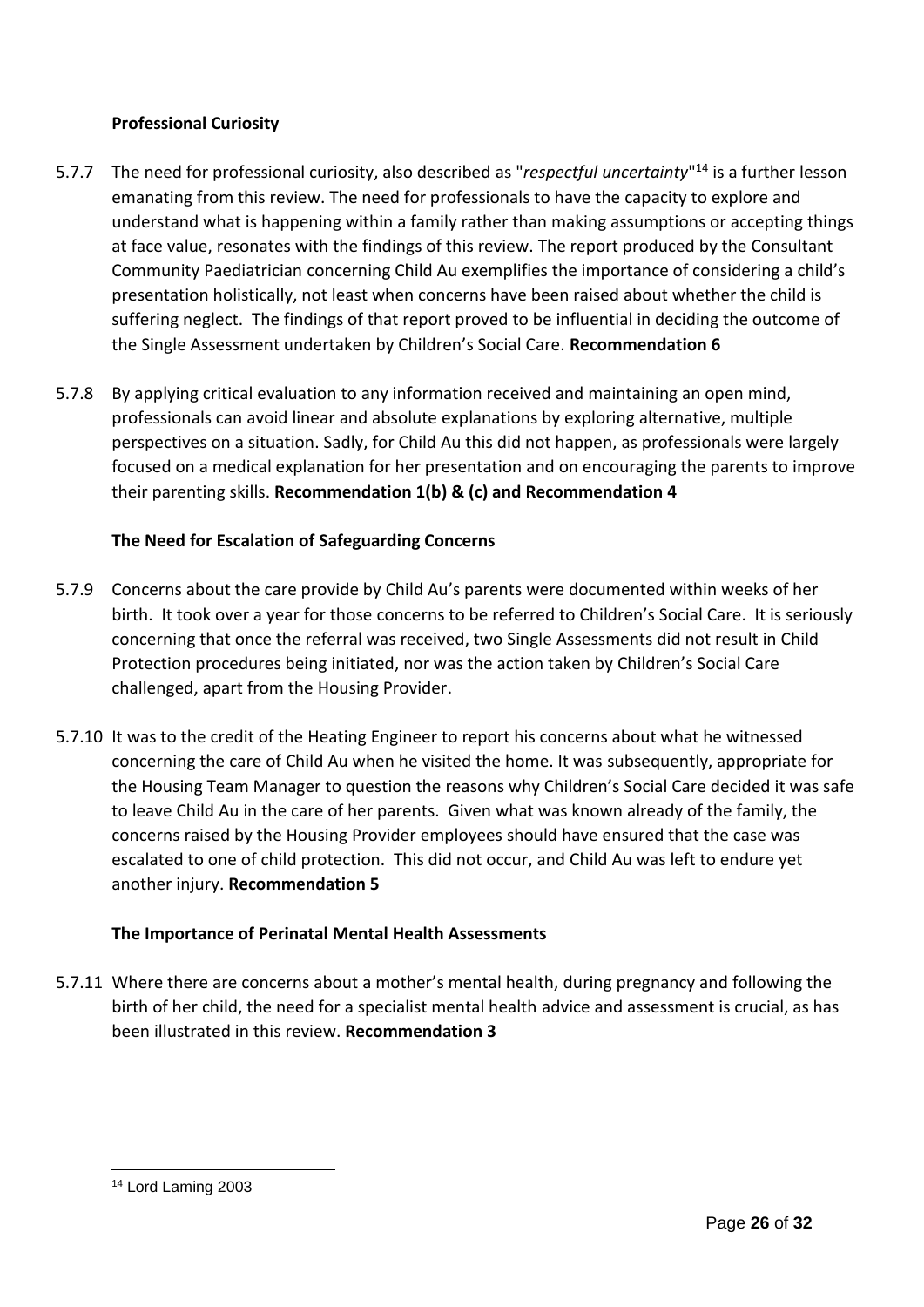**Professional Curiosity**

5.7.7 The need for professional curiosity, also described as "*respectful uncertainty*"[14] is a further lesson emanating from this review. The need for professionals to have the capacity to explore and understand what is happening within a family rather than making assumptions or accepting things at face value, resonates with the findings of this review. The report produced by the Consultant Community Paediatrician concerning Child Au exemplifies the importance of considering a child's presentation holistically, not least when concerns have been raised about whether the child is suffering neglect. The findings of that report proved to be influential in deciding the outcome of the Single Assessment undertaken by Children's Social Care. **Recommendation 6**

5.7.8 By applying critical evaluation to any information received and maintaining an open mind, professionals can avoid linear and absolute explanations by exploring alternative, multiple perspectives on a situation. Sadly, for Child Au this did not happen, as professionals were largely focused on a medical explanation for her presentation and on encouraging the parents to improve their parenting skills. **Recommendation 1(b) & (c) and Recommendation 4**

**The Need for Escalation of Safeguarding Concerns**

5.7.9 Concerns about the care provide by Child Au's parents were documented within weeks of her birth. It took over a year for those concerns to be referred to Children's Social Care. It is seriously concerning that once the referral was received, two Single Assessments did not result in Child Protection procedures being initiated, nor was the action taken by Children's Social Care challenged, apart from the Housing Provider.

5.7.10 It was to the credit of the Heating Engineer to report his concerns about what he witnessed concerning the care of Child Au when he visited the home. It was subsequently, appropriate for the Housing Team Manager to question the reasons why Children's Social Care decided it was safe to leave Child Au in the care of her parents. Given what was known already of the family, the concerns raised by the Housing Provider employees should have ensured that the case was escalated to one of child protection. This did not occur, and Child Au was left to endure yet another injury. **Recommendation 5**

**The Importance of Perinatal Mental Health Assessments**

5.7.11 Where there are concerns about a mother's mental health, during pregnancy and following the birth of her child, the need for a specialist mental health advice and assessment is crucial, as has been illustrated in this review. **Recommendation 3**

---

[14] Lord Laming 2003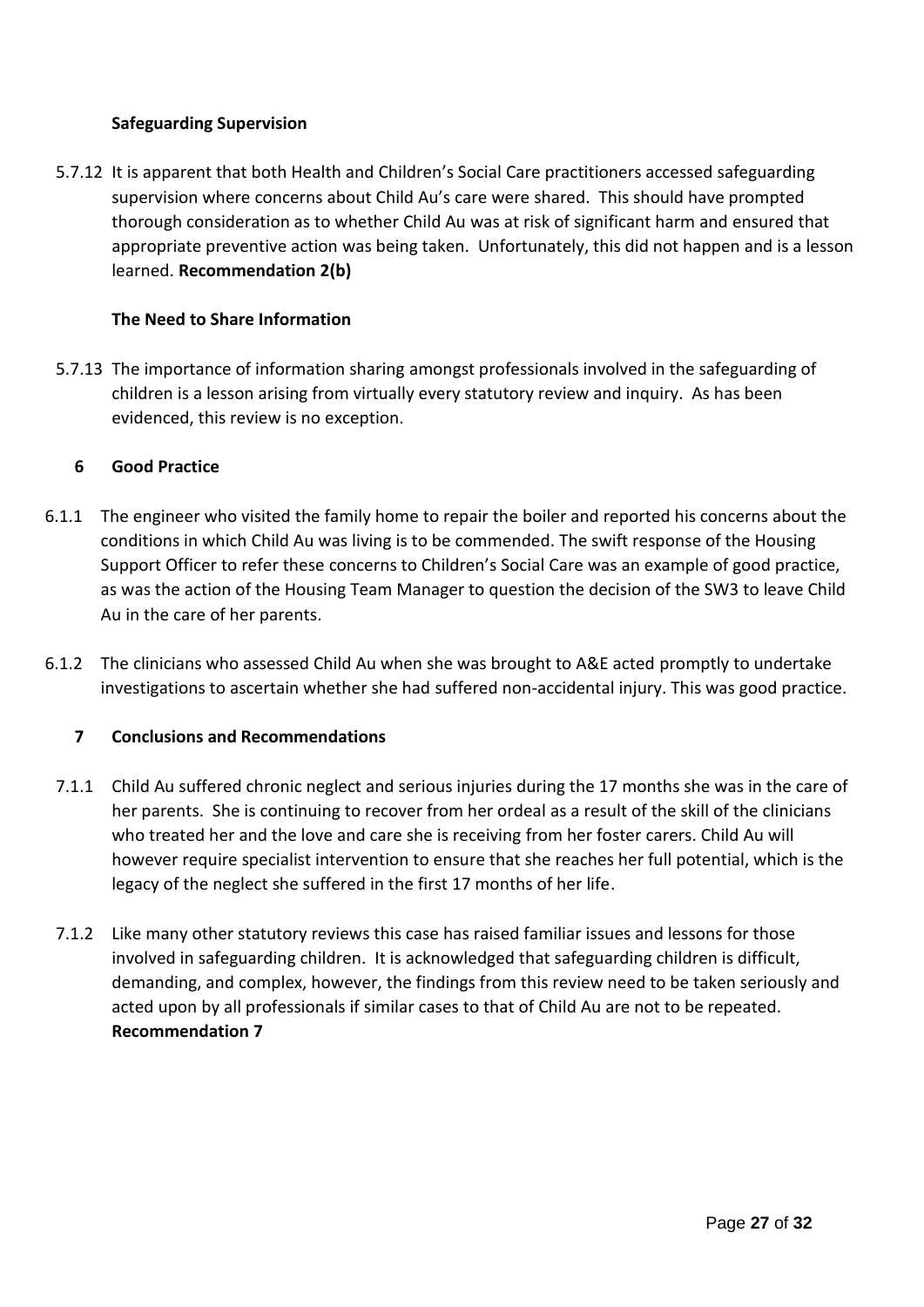**Safeguarding Supervision**

5.7.12 It is apparent that both Health and Children's Social Care practitioners accessed safeguarding supervision where concerns about Child Au's care were shared. This should have prompted thorough consideration as to whether Child Au was at risk of significant harm and ensured that appropriate preventive action was being taken. Unfortunately, this did not happen and is a lesson learned. **Recommendation 2(b)**

**The Need to Share Information**

5.7.13 The importance of information sharing amongst professionals involved in the safeguarding of children is a lesson arising from virtually every statutory review and inquiry. As has been evidenced, this review is no exception.

## 6 Good Practice

6.1.1 The engineer who visited the family home to repair the boiler and reported his concerns about the conditions in which Child Au was living is to be commended. The swift response of the Housing Support Officer to refer these concerns to Children's Social Care was an example of good practice, as was the action of the Housing Team Manager to question the decision of the SW3 to leave Child Au in the care of her parents.

6.1.2 The clinicians who assessed Child Au when she was brought to A&E acted promptly to undertake investigations to ascertain whether she had suffered non-accidental injury. This was good practice.

## 7 Conclusions and Recommendations

7.1.1 Child Au suffered chronic neglect and serious injuries during the 17 months she was in the care of her parents. She is continuing to recover from her ordeal as a result of the skill of the clinicians who treated her and the love and care she is receiving from her foster carers. Child Au will however require specialist intervention to ensure that she reaches her full potential, which is the legacy of the neglect she suffered in the first 17 months of her life.

7.1.2 Like many other statutory reviews this case has raised familiar issues and lessons for those involved in safeguarding children. It is acknowledged that safeguarding children is difficult, demanding, and complex, however, the findings from this review need to be taken seriously and acted upon by all professionals if similar cases to that of Child Au are not to be repeated. **Recommendation 7**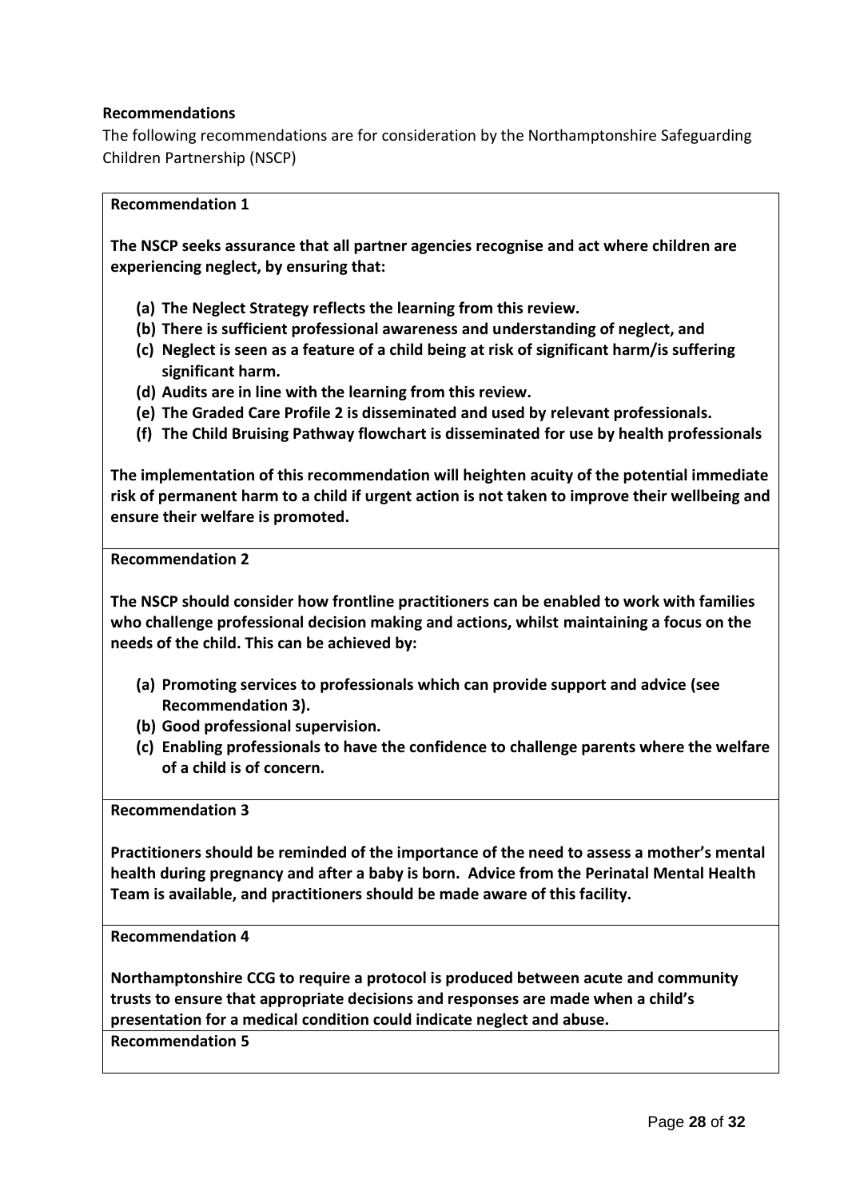**Recommendations**

The following recommendations are for consideration by the Northamptonshire Safeguarding Children Partnership (NSCP)

**Recommendation 1**

**The NSCP seeks assurance that all partner agencies recognise and act where children are experiencing neglect, by ensuring that:**

- **(a) The Neglect Strategy reflects the learning from this review.**
- **(b) There is sufficient professional awareness and understanding of neglect, and**
- **(c) Neglect is seen as a feature of a child being at risk of significant harm/is suffering significant harm.**
- **(d) Audits are in line with the learning from this review.**
- **(e) The Graded Care Profile 2 is disseminated and used by relevant professionals.**
- **(f) The Child Bruising Pathway flowchart is disseminated for use by health professionals**

**The implementation of this recommendation will heighten acuity of the potential immediate risk of permanent harm to a child if urgent action is not taken to improve their wellbeing and ensure their welfare is promoted.**

**Recommendation 2**

**The NSCP should consider how frontline practitioners can be enabled to work with families who challenge professional decision making and actions, whilst maintaining a focus on the needs of the child. This can be achieved by:**

- **(a) Promoting services to professionals which can provide support and advice (see Recommendation 3).**
- **(b) Good professional supervision.**
- **(c) Enabling professionals to have the confidence to challenge parents where the welfare of a child is of concern.**

**Recommendation 3**

**Practitioners should be reminded of the importance of the need to assess a mother's mental health during pregnancy and after a baby is born. Advice from the Perinatal Mental Health Team is available, and practitioners should be made aware of this facility.**

**Recommendation 4**

**Northamptonshire CCG to require a protocol is produced between acute and community trusts to ensure that appropriate decisions and responses are made when a child's presentation for a medical condition could indicate neglect and abuse.**

**Recommendation 5**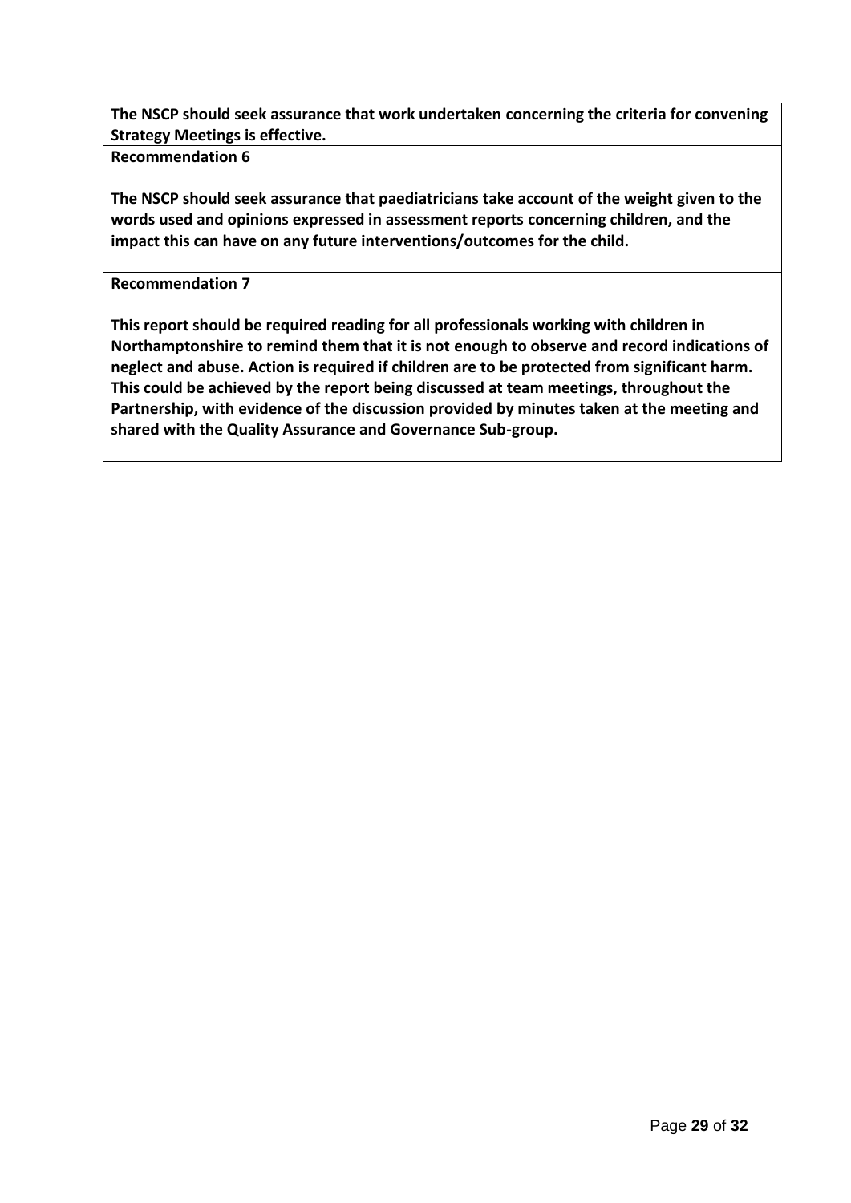**The NSCP should seek assurance that work undertaken concerning the criteria for convening Strategy Meetings is effective.**

**Recommendation 6**

**The NSCP should seek assurance that paediatricians take account of the weight given to the words used and opinions expressed in assessment reports concerning children, and the impact this can have on any future interventions/outcomes for the child.**

**Recommendation 7**

**This report should be required reading for all professionals working with children in Northamptonshire to remind them that it is not enough to observe and record indications of neglect and abuse. Action is required if children are to be protected from significant harm. This could be achieved by the report being discussed at team meetings, throughout the Partnership, with evidence of the discussion provided by minutes taken at the meeting and shared with the Quality Assurance and Governance Sub-group.**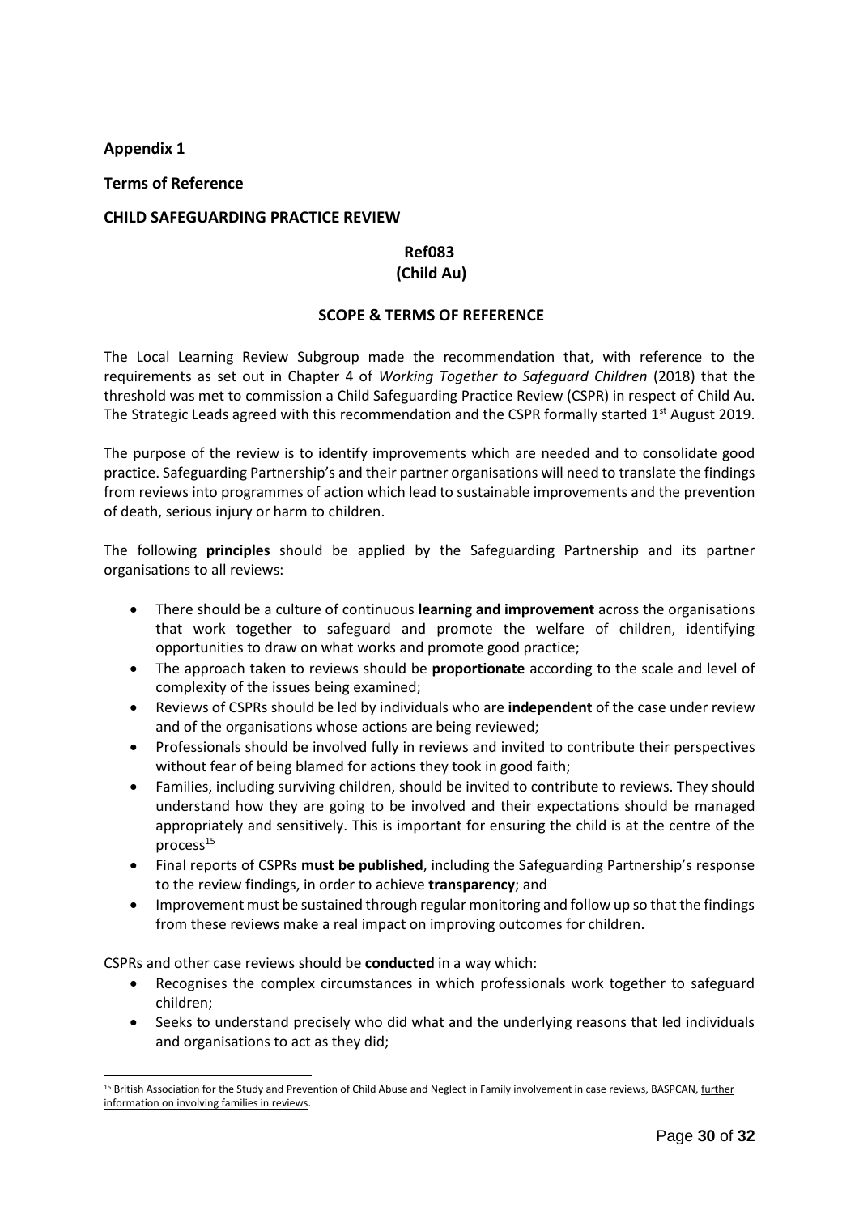**Appendix 1**

**Terms of Reference**

**CHILD SAFEGUARDING PRACTICE REVIEW**

**Ref083**
**(Child Au)**

**SCOPE & TERMS OF REFERENCE**

The Local Learning Review Subgroup made the recommendation that, with reference to the requirements as set out in Chapter 4 of *Working Together to Safeguard Children* (2018) that the threshold was met to commission a Child Safeguarding Practice Review (CSPR) in respect of Child Au. The Strategic Leads agreed with this recommendation and the CSPR formally started 1st August 2019.

The purpose of the review is to identify improvements which are needed and to consolidate good practice. Safeguarding Partnership's and their partner organisations will need to translate the findings from reviews into programmes of action which lead to sustainable improvements and the prevention of death, serious injury or harm to children.

The following **principles** should be applied by the Safeguarding Partnership and its partner organisations to all reviews:

- There should be a culture of continuous **learning and improvement** across the organisations that work together to safeguard and promote the welfare of children, identifying opportunities to draw on what works and promote good practice;
- The approach taken to reviews should be **proportionate** according to the scale and level of complexity of the issues being examined;
- Reviews of CSPRs should be led by individuals who are **independent** of the case under review and of the organisations whose actions are being reviewed;
- Professionals should be involved fully in reviews and invited to contribute their perspectives without fear of being blamed for actions they took in good faith;
- Families, including surviving children, should be invited to contribute to reviews. They should understand how they are going to be involved and their expectations should be managed appropriately and sensitively. This is important for ensuring the child is at the centre of the process[15]
- Final reports of CSPRs **must be published**, including the Safeguarding Partnership's response to the review findings, in order to achieve **transparency**; and
- Improvement must be sustained through regular monitoring and follow up so that the findings from these reviews make a real impact on improving outcomes for children.

CSPRs and other case reviews should be **conducted** in a way which:

- Recognises the complex circumstances in which professionals work together to safeguard children;
- Seeks to understand precisely who did what and the underlying reasons that led individuals and organisations to act as they did;

[15] British Association for the Study and Prevention of Child Abuse and Neglect in Family involvement in case reviews, BASPCAN, further information on involving families in reviews.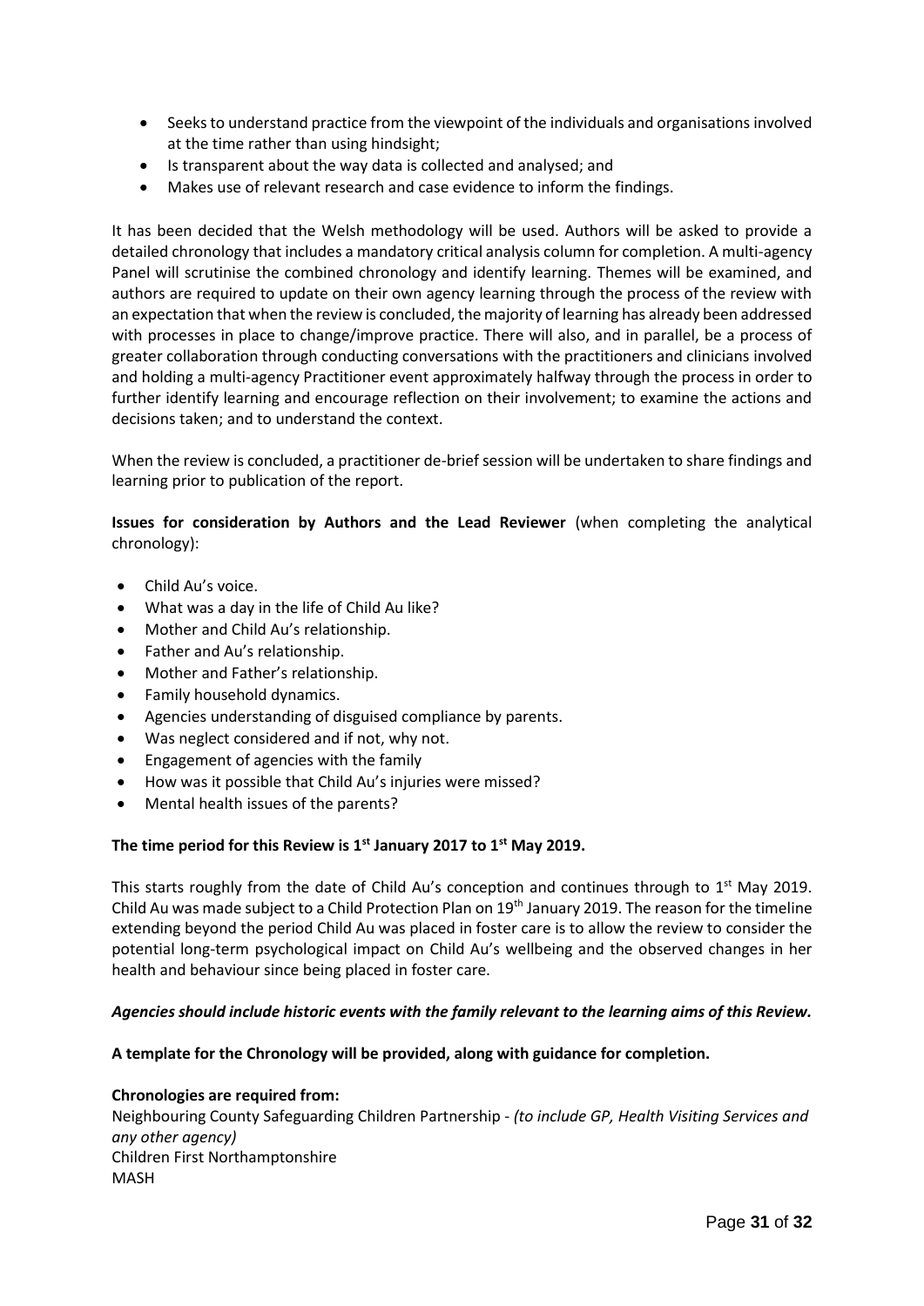- Seeks to understand practice from the viewpoint of the individuals and organisations involved at the time rather than using hindsight;
- Is transparent about the way data is collected and analysed; and
- Makes use of relevant research and case evidence to inform the findings.

It has been decided that the Welsh methodology will be used. Authors will be asked to provide a detailed chronology that includes a mandatory critical analysis column for completion. A multi-agency Panel will scrutinise the combined chronology and identify learning. Themes will be examined, and authors are required to update on their own agency learning through the process of the review with an expectation that when the review is concluded, the majority of learning has already been addressed with processes in place to change/improve practice. There will also, and in parallel, be a process of greater collaboration through conducting conversations with the practitioners and clinicians involved and holding a multi-agency Practitioner event approximately halfway through the process in order to further identify learning and encourage reflection on their involvement; to examine the actions and decisions taken; and to understand the context.

When the review is concluded, a practitioner de-brief session will be undertaken to share findings and learning prior to publication of the report.

**Issues for consideration by Authors and the Lead Reviewer** (when completing the analytical chronology):

- Child Au's voice.
- What was a day in the life of Child Au like?
- Mother and Child Au's relationship.
- Father and Au's relationship.
- Mother and Father's relationship.
- Family household dynamics.
- Agencies understanding of disguised compliance by parents.
- Was neglect considered and if not, why not.
- Engagement of agencies with the family
- How was it possible that Child Au's injuries were missed?
- Mental health issues of the parents?

**The time period for this Review is 1st January 2017 to 1st May 2019.**

This starts roughly from the date of Child Au's conception and continues through to 1st May 2019. Child Au was made subject to a Child Protection Plan on 19th January 2019. The reason for the timeline extending beyond the period Child Au was placed in foster care is to allow the review to consider the potential long-term psychological impact on Child Au's wellbeing and the observed changes in her health and behaviour since being placed in foster care.

***Agencies should include historic events with the family relevant to the learning aims of this Review.***

**A template for the Chronology will be provided, along with guidance for completion.**

**Chronologies are required from:**
Neighbouring County Safeguarding Children Partnership - *(to include GP, Health Visiting Services and any other agency)*
Children First Northamptonshire
MASH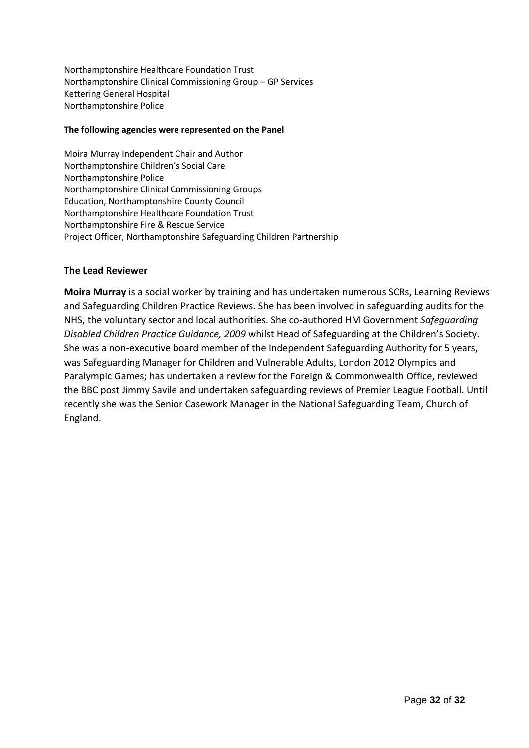Northamptonshire Healthcare Foundation Trust
Northamptonshire Clinical Commissioning Group – GP Services
Kettering General Hospital
Northamptonshire Police

**The following agencies were represented on the Panel**

Moira Murray Independent Chair and Author
Northamptonshire Children's Social Care
Northamptonshire Police
Northamptonshire Clinical Commissioning Groups
Education, Northamptonshire County Council
Northamptonshire Healthcare Foundation Trust
Northamptonshire Fire & Rescue Service
Project Officer, Northamptonshire Safeguarding Children Partnership

### The Lead Reviewer

**Moira Murray** is a social worker by training and has undertaken numerous SCRs, Learning Reviews and Safeguarding Children Practice Reviews. She has been involved in safeguarding audits for the NHS, the voluntary sector and local authorities. She co-authored HM Government *Safeguarding Disabled Children Practice Guidance, 2009* whilst Head of Safeguarding at the Children's Society. She was a non-executive board member of the Independent Safeguarding Authority for 5 years, was Safeguarding Manager for Children and Vulnerable Adults, London 2012 Olympics and Paralympic Games; has undertaken a review for the Foreign & Commonwealth Office, reviewed the BBC post Jimmy Savile and undertaken safeguarding reviews of Premier League Football. Until recently she was the Senior Casework Manager in the National Safeguarding Team, Church of England.